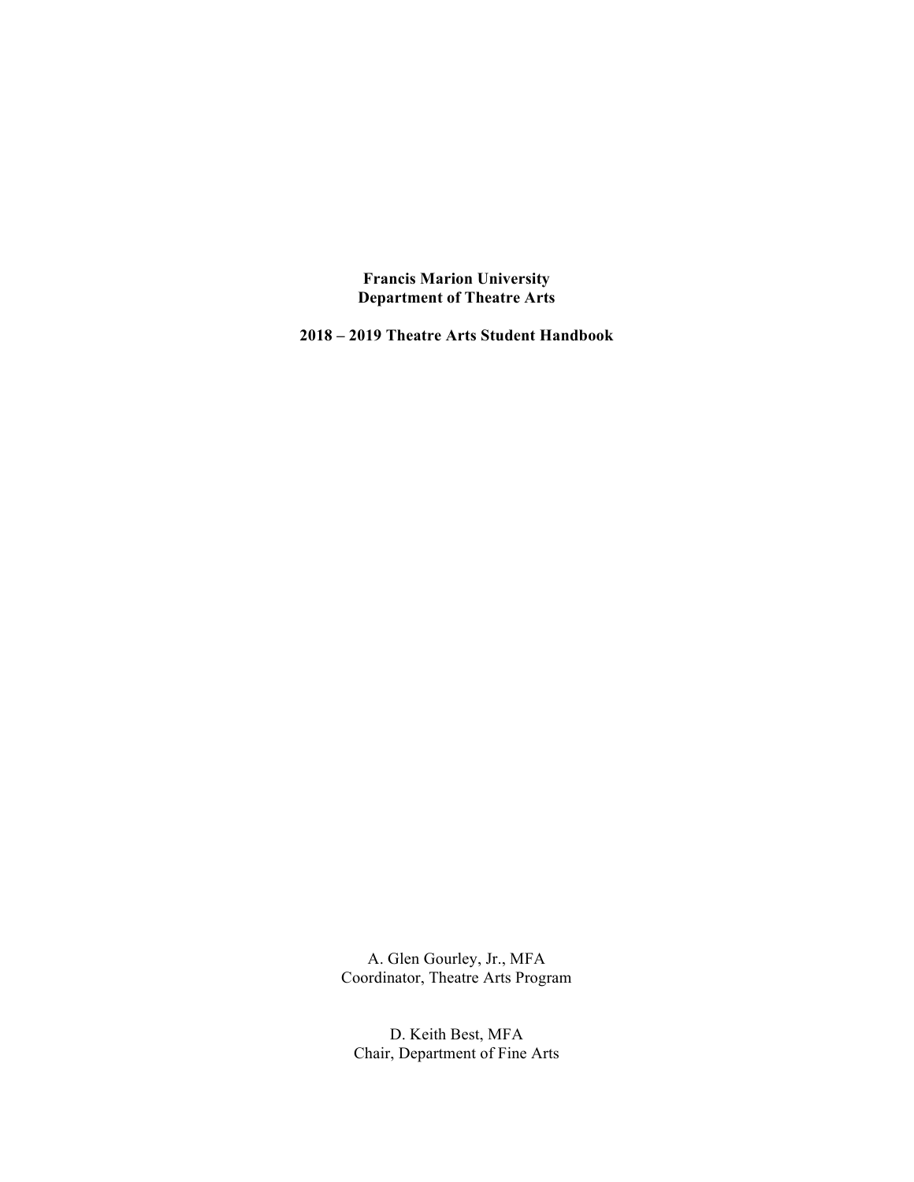**Francis Marion University**
**Department of Theatre Arts**

**2018 – 2019 Theatre Arts Student Handbook**

A. Glen Gourley, Jr., MFA
Coordinator, Theatre Arts Program

D. Keith Best, MFA
Chair, Department of Fine Arts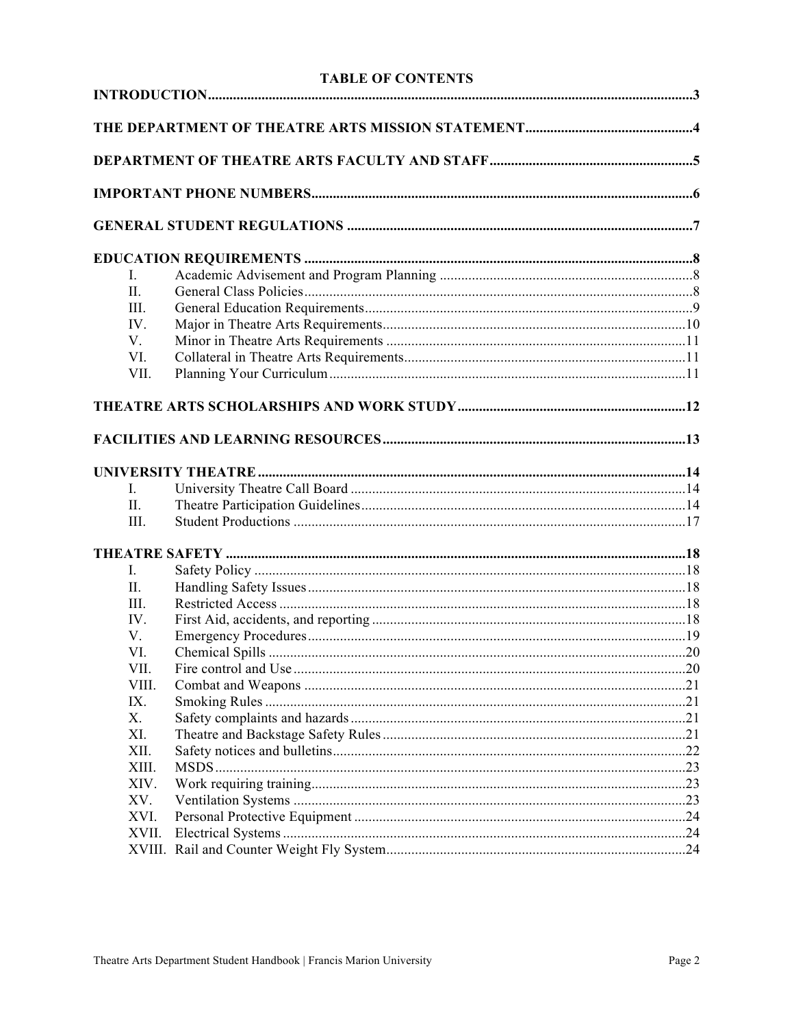## TABLE OF CONTENTS

**INTRODUCTION** ........................................ 3

**THE DEPARTMENT OF THEATRE ARTS MISSION STATEMENT** ........................................ 4

**DEPARTMENT OF THEATRE ARTS FACULTY AND STAFF** ........................................ 5

**IMPORTANT PHONE NUMBERS** ........................................ 6

**GENERAL STUDENT REGULATIONS** ........................................ 7

**EDUCATION REQUIREMENTS** ........................................ 8

- I. Academic Advisement and Program Planning ........................................ 8
- II. General Class Policies ........................................ 8
- III. General Education Requirements ........................................ 9
- IV. Major in Theatre Arts Requirements ........................................ 10
- V. Minor in Theatre Arts Requirements ........................................ 11
- VI. Collateral in Theatre Arts Requirements ........................................ 11
- VII. Planning Your Curriculum ........................................ 11

**THEATRE ARTS SCHOLARSHIPS AND WORK STUDY** ........................................ 12

**FACILITIES AND LEARNING RESOURCES** ........................................ 13

**UNIVERSITY THEATRE** ........................................ 14

- I. University Theatre Call Board ........................................ 14
- II. Theatre Participation Guidelines ........................................ 14
- III. Student Productions ........................................ 17

**THEATRE SAFETY** ........................................ 18

- I. Safety Policy ........................................ 18
- II. Handling Safety Issues ........................................ 18
- III. Restricted Access ........................................ 18
- IV. First Aid, accidents, and reporting ........................................ 18
- V. Emergency Procedures ........................................ 19
- VI. Chemical Spills ........................................ 20
- VII. Fire control and Use ........................................ 20
- VIII. Combat and Weapons ........................................ 21
- IX. Smoking Rules ........................................ 21
- X. Safety complaints and hazards ........................................ 21
- XI. Theatre and Backstage Safety Rules ........................................ 21
- XII. Safety notices and bulletins ........................................ 22
- XIII. MSDS ........................................ 23
- XIV. Work requiring training ........................................ 23
- XV. Ventilation Systems ........................................ 23
- XVI. Personal Protective Equipment ........................................ 24
- XVII. Electrical Systems ........................................ 24
- XVIII. Rail and Counter Weight Fly System ........................................ 24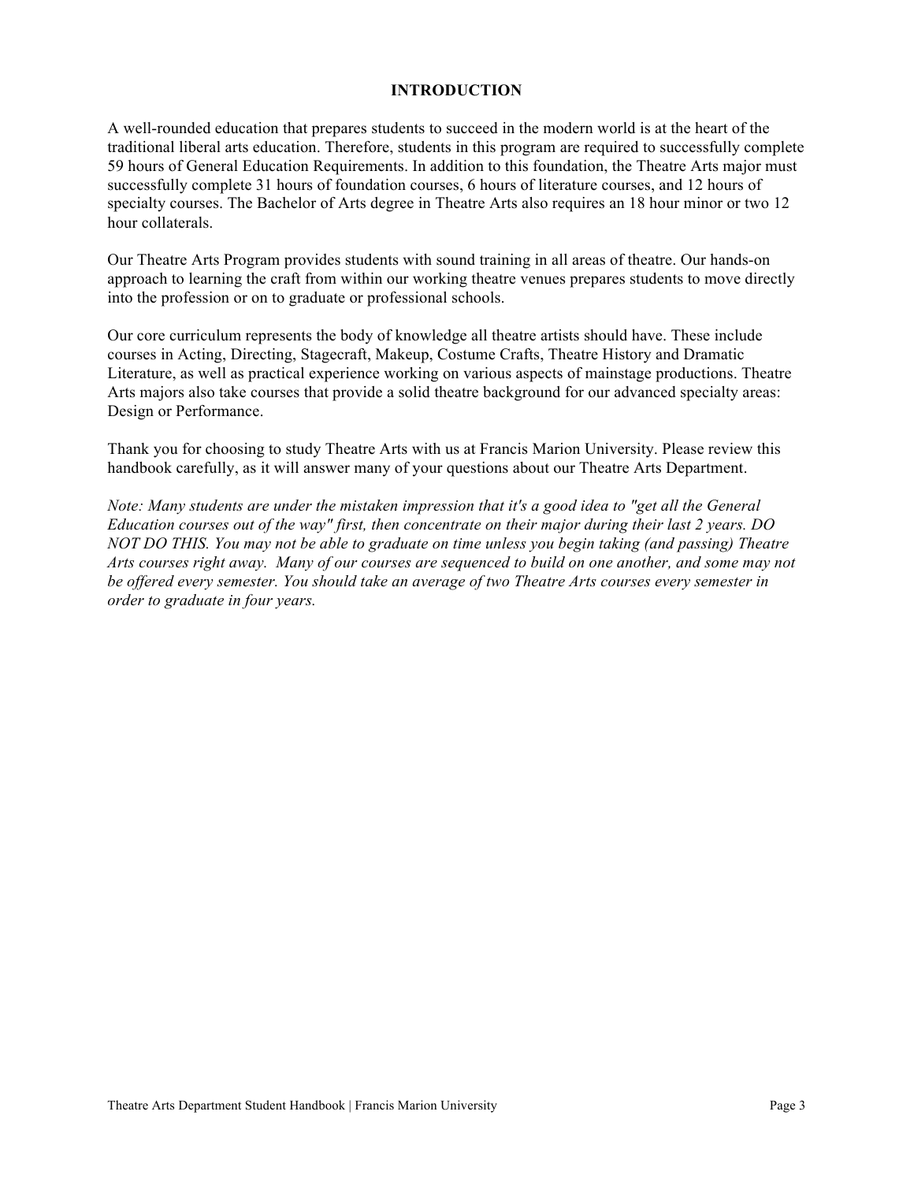# INTRODUCTION

A well-rounded education that prepares students to succeed in the modern world is at the heart of the traditional liberal arts education. Therefore, students in this program are required to successfully complete 59 hours of General Education Requirements. In addition to this foundation, the Theatre Arts major must successfully complete 31 hours of foundation courses, 6 hours of literature courses, and 12 hours of specialty courses. The Bachelor of Arts degree in Theatre Arts also requires an 18 hour minor or two 12 hour collaterals.

Our Theatre Arts Program provides students with sound training in all areas of theatre. Our hands-on approach to learning the craft from within our working theatre venues prepares students to move directly into the profession or on to graduate or professional schools.

Our core curriculum represents the body of knowledge all theatre artists should have. These include courses in Acting, Directing, Stagecraft, Makeup, Costume Crafts, Theatre History and Dramatic Literature, as well as practical experience working on various aspects of mainstage productions. Theatre Arts majors also take courses that provide a solid theatre background for our advanced specialty areas: Design or Performance.

Thank you for choosing to study Theatre Arts with us at Francis Marion University. Please review this handbook carefully, as it will answer many of your questions about our Theatre Arts Department.

*Note: Many students are under the mistaken impression that it's a good idea to "get all the General Education courses out of the way" first, then concentrate on their major during their last 2 years. DO NOT DO THIS. You may not be able to graduate on time unless you begin taking (and passing) Theatre Arts courses right away. Many of our courses are sequenced to build on one another, and some may not be offered every semester. You should take an average of two Theatre Arts courses every semester in order to graduate in four years.*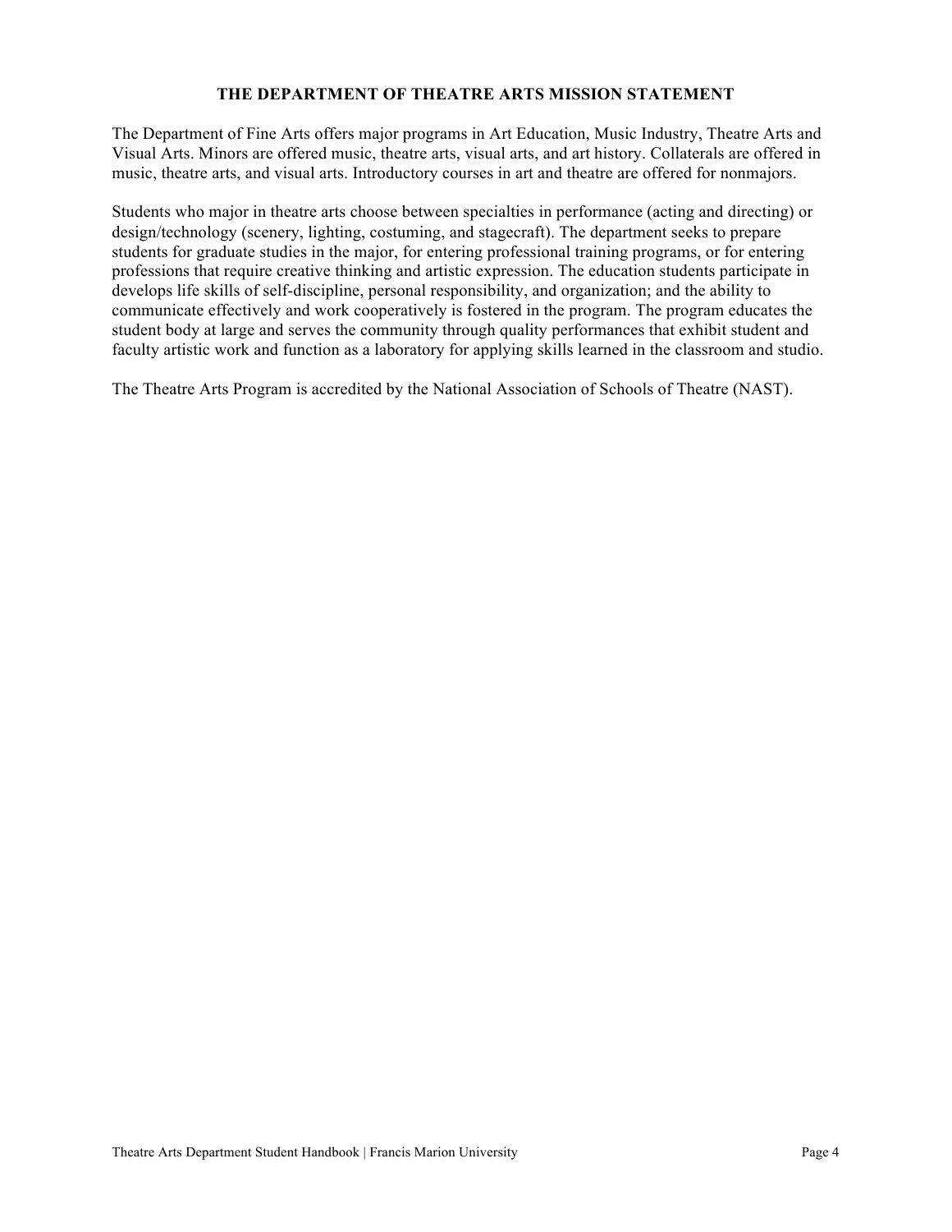# THE DEPARTMENT OF THEATRE ARTS MISSION STATEMENT

The Department of Fine Arts offers major programs in Art Education, Music Industry, Theatre Arts and Visual Arts. Minors are offered music, theatre arts, visual arts, and art history. Collaterals are offered in music, theatre arts, and visual arts. Introductory courses in art and theatre are offered for nonmajors.

Students who major in theatre arts choose between specialties in performance (acting and directing) or design/technology (scenery, lighting, costuming, and stagecraft). The department seeks to prepare students for graduate studies in the major, for entering professional training programs, or for entering professions that require creative thinking and artistic expression. The education students participate in develops life skills of self-discipline, personal responsibility, and organization; and the ability to communicate effectively and work cooperatively is fostered in the program. The program educates the student body at large and serves the community through quality performances that exhibit student and faculty artistic work and function as a laboratory for applying skills learned in the classroom and studio.

The Theatre Arts Program is accredited by the National Association of Schools of Theatre (NAST).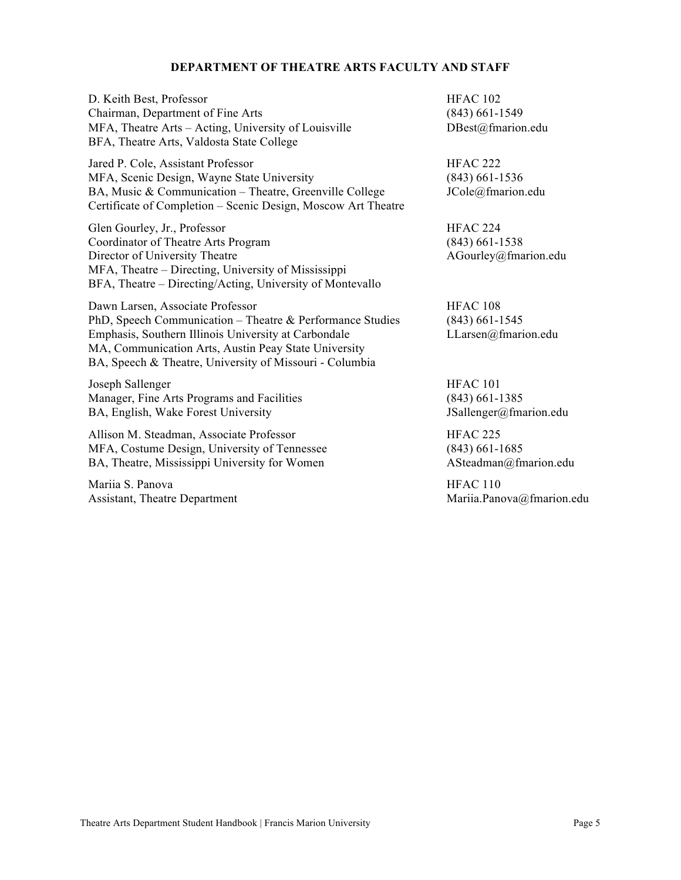## DEPARTMENT OF THEATRE ARTS FACULTY AND STAFF

D. Keith Best, Professor
Chairman, Department of Fine Arts
MFA, Theatre Arts – Acting, University of Louisville
BFA, Theatre Arts, Valdosta State College
HFAC 102
(843) 661-1549
DBest@fmarion.edu

Jared P. Cole, Assistant Professor
MFA, Scenic Design, Wayne State University
BA, Music & Communication – Theatre, Greenville College
Certificate of Completion – Scenic Design, Moscow Art Theatre
HFAC 222
(843) 661-1536
JCole@fmarion.edu

Glen Gourley, Jr., Professor
Coordinator of Theatre Arts Program
Director of University Theatre
MFA, Theatre – Directing, University of Mississippi
BFA, Theatre – Directing/Acting, University of Montevallo
HFAC 224
(843) 661-1538
AGourley@fmarion.edu

Dawn Larsen, Associate Professor
PhD, Speech Communication – Theatre & Performance Studies Emphasis, Southern Illinois University at Carbondale
MA, Communication Arts, Austin Peay State University
BA, Speech & Theatre, University of Missouri - Columbia
HFAC 108
(843) 661-1545
LLarsen@fmarion.edu

Joseph Sallenger
Manager, Fine Arts Programs and Facilities
BA, English, Wake Forest University
HFAC 101
(843) 661-1385
JSallenger@fmarion.edu

Allison M. Steadman, Associate Professor
MFA, Costume Design, University of Tennessee
BA, Theatre, Mississippi University for Women
HFAC 225
(843) 661-1685
ASteadman@fmarion.edu

Mariia S. Panova
Assistant, Theatre Department
HFAC 110
Mariia.Panova@fmarion.edu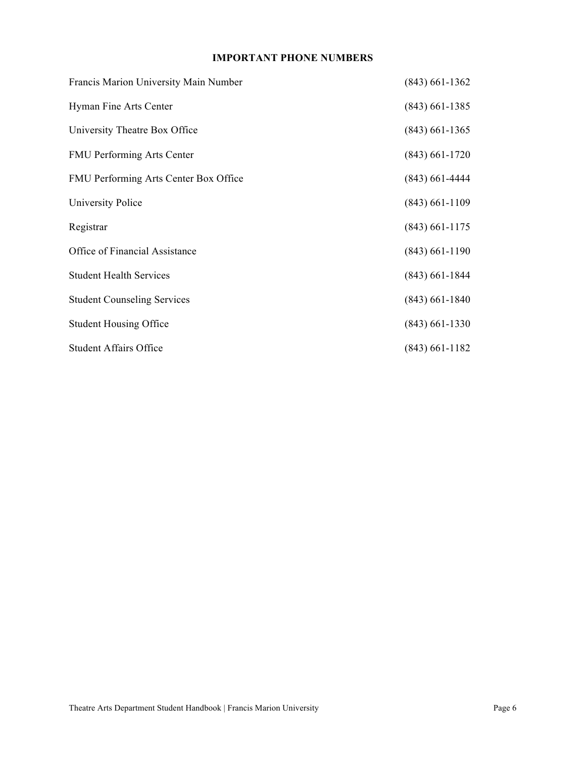## IMPORTANT PHONE NUMBERS

| | |
|---|---|
| Francis Marion University Main Number | (843) 661-1362 |
| Hyman Fine Arts Center | (843) 661-1385 |
| University Theatre Box Office | (843) 661-1365 |
| FMU Performing Arts Center | (843) 661-1720 |
| FMU Performing Arts Center Box Office | (843) 661-4444 |
| University Police | (843) 661-1109 |
| Registrar | (843) 661-1175 |
| Office of Financial Assistance | (843) 661-1190 |
| Student Health Services | (843) 661-1844 |
| Student Counseling Services | (843) 661-1840 |
| Student Housing Office | (843) 661-1330 |
| Student Affairs Office | (843) 661-1182 |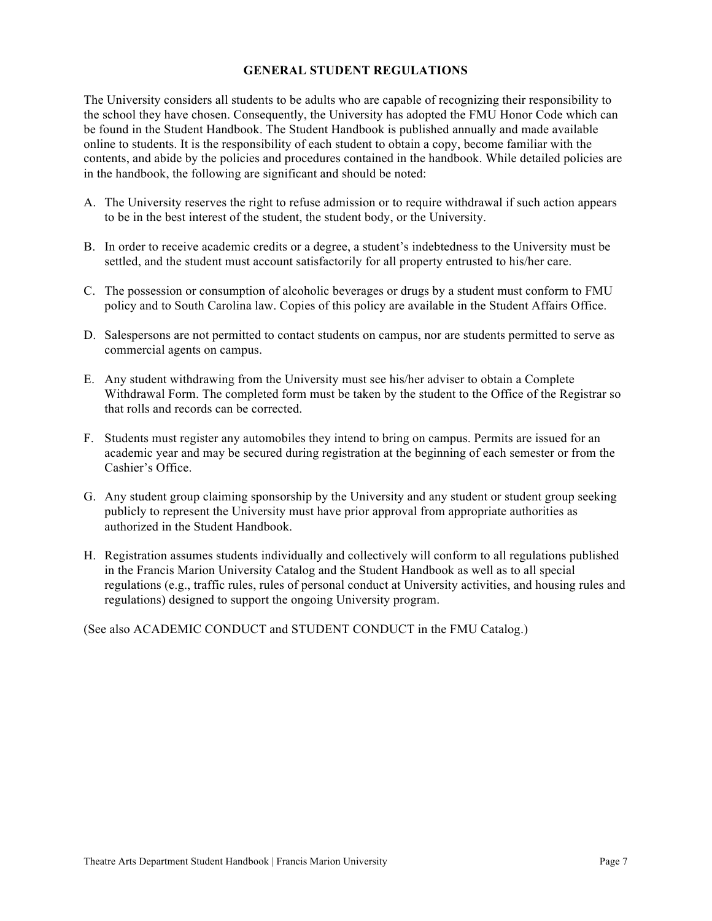## GENERAL STUDENT REGULATIONS

The University considers all students to be adults who are capable of recognizing their responsibility to the school they have chosen. Consequently, the University has adopted the FMU Honor Code which can be found in the Student Handbook. The Student Handbook is published annually and made available online to students. It is the responsibility of each student to obtain a copy, become familiar with the contents, and abide by the policies and procedures contained in the handbook. While detailed policies are in the handbook, the following are significant and should be noted:

A. The University reserves the right to refuse admission or to require withdrawal if such action appears to be in the best interest of the student, the student body, or the University.

B. In order to receive academic credits or a degree, a student's indebtedness to the University must be settled, and the student must account satisfactorily for all property entrusted to his/her care.

C. The possession or consumption of alcoholic beverages or drugs by a student must conform to FMU policy and to South Carolina law. Copies of this policy are available in the Student Affairs Office.

D. Salespersons are not permitted to contact students on campus, nor are students permitted to serve as commercial agents on campus.

E. Any student withdrawing from the University must see his/her adviser to obtain a Complete Withdrawal Form. The completed form must be taken by the student to the Office of the Registrar so that rolls and records can be corrected.

F. Students must register any automobiles they intend to bring on campus. Permits are issued for an academic year and may be secured during registration at the beginning of each semester or from the Cashier's Office.

G. Any student group claiming sponsorship by the University and any student or student group seeking publicly to represent the University must have prior approval from appropriate authorities as authorized in the Student Handbook.

H. Registration assumes students individually and collectively will conform to all regulations published in the Francis Marion University Catalog and the Student Handbook as well as to all special regulations (e.g., traffic rules, rules of personal conduct at University activities, and housing rules and regulations) designed to support the ongoing University program.

(See also ACADEMIC CONDUCT and STUDENT CONDUCT in the FMU Catalog.)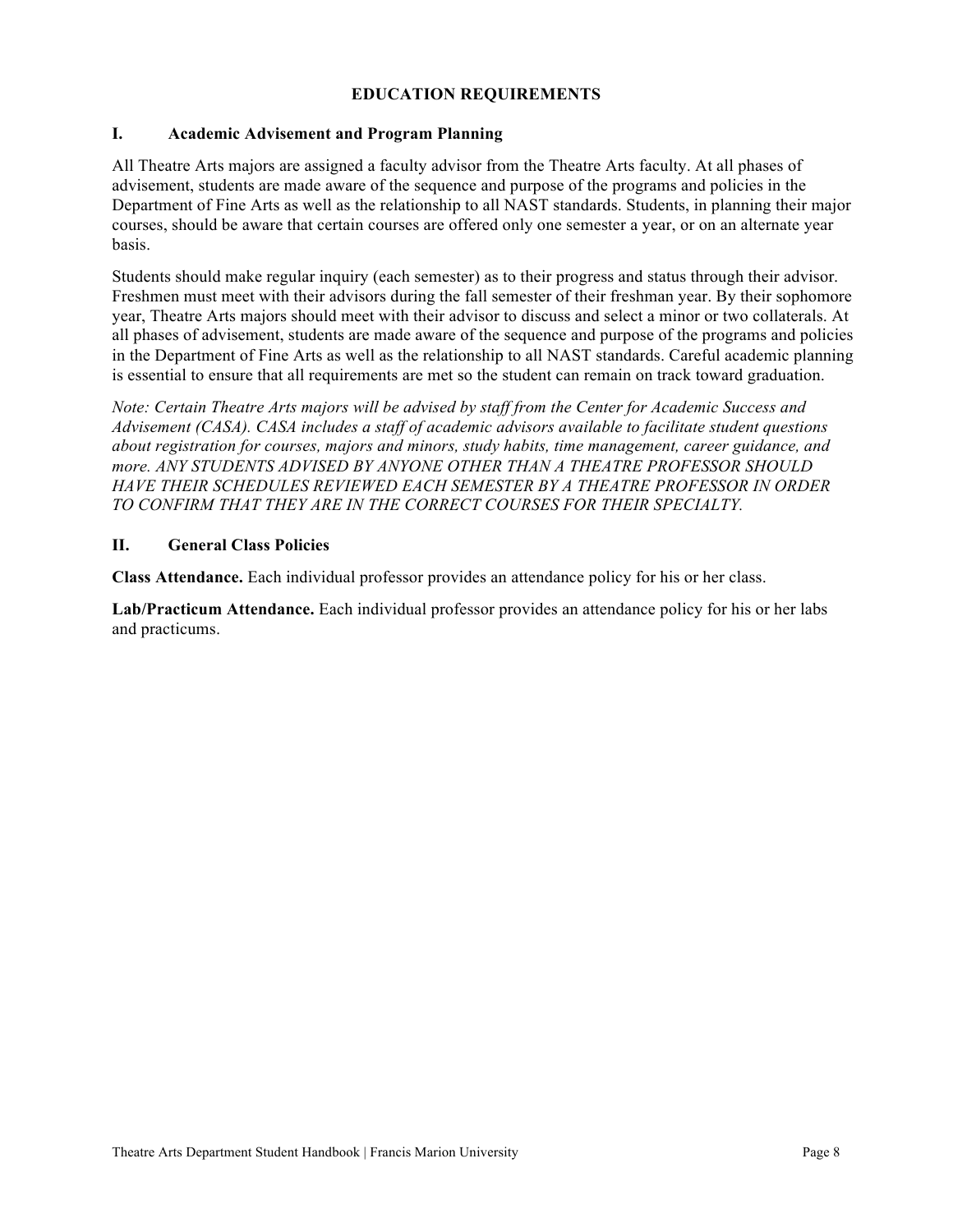# EDUCATION REQUIREMENTS

## I. Academic Advisement and Program Planning

All Theatre Arts majors are assigned a faculty advisor from the Theatre Arts faculty. At all phases of advisement, students are made aware of the sequence and purpose of the programs and policies in the Department of Fine Arts as well as the relationship to all NAST standards. Students, in planning their major courses, should be aware that certain courses are offered only one semester a year, or on an alternate year basis.

Students should make regular inquiry (each semester) as to their progress and status through their advisor. Freshmen must meet with their advisors during the fall semester of their freshman year. By their sophomore year, Theatre Arts majors should meet with their advisor to discuss and select a minor or two collaterals. At all phases of advisement, students are made aware of the sequence and purpose of the programs and policies in the Department of Fine Arts as well as the relationship to all NAST standards. Careful academic planning is essential to ensure that all requirements are met so the student can remain on track toward graduation.

*Note: Certain Theatre Arts majors will be advised by staff from the Center for Academic Success and Advisement (CASA). CASA includes a staff of academic advisors available to facilitate student questions about registration for courses, majors and minors, study habits, time management, career guidance, and more. ANY STUDENTS ADVISED BY ANYONE OTHER THAN A THEATRE PROFESSOR SHOULD HAVE THEIR SCHEDULES REVIEWED EACH SEMESTER BY A THEATRE PROFESSOR IN ORDER TO CONFIRM THAT THEY ARE IN THE CORRECT COURSES FOR THEIR SPECIALTY.*

## II. General Class Policies

**Class Attendance.** Each individual professor provides an attendance policy for his or her class.

**Lab/Practicum Attendance.** Each individual professor provides an attendance policy for his or her labs and practicums.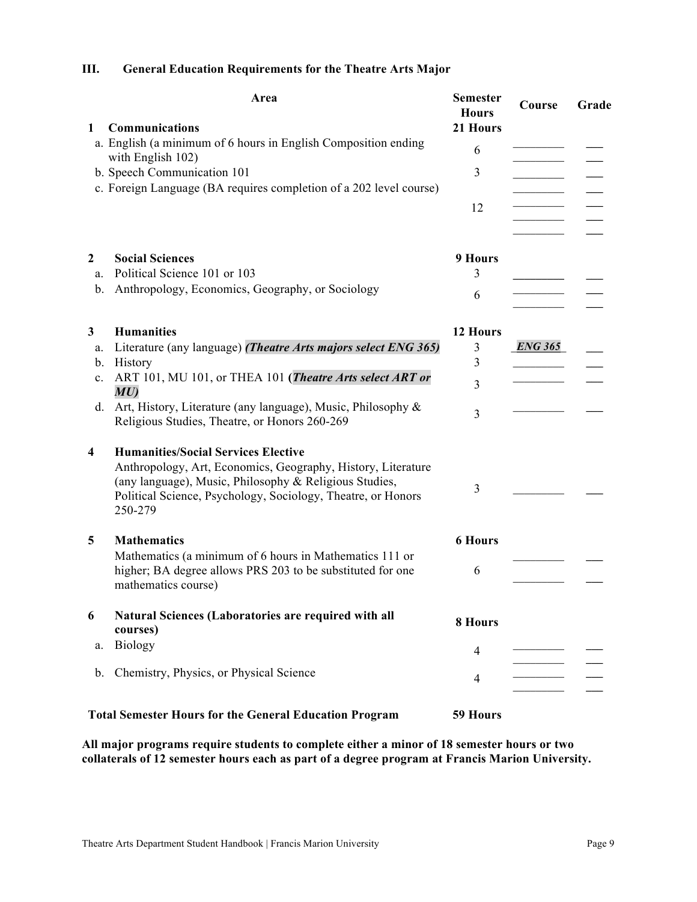### III. General Education Requirements for the Theatre Arts Major

| | Area | Semester Hours | Course | Grade |
|---|---|---|---|---|
| **1** | **Communications** | **21 Hours** | | |
| | a. English (a minimum of 6 hours in English Composition ending with English 102) | 6 | | |
| | b. Speech Communication 101 | 3 | | |
| | c. Foreign Language (BA requires completion of a 202 level course) | 12 | | |
| **2** | **Social Sciences** | **9 Hours** | | |
| a. | Political Science 101 or 103 | 3 | | |
| b. | Anthropology, Economics, Geography, or Sociology | 6 | | |
| **3** | **Humanities** | **12 Hours** | | |
| a. | Literature (any language) ***(Theatre Arts majors select ENG 365)*** | 3 | ***ENG 365*** | |
| b. | History | 3 | | |
| c. | ART 101, MU 101, or THEA 101 **(*Theatre Arts select ART or MU*)** | 3 | | |
| d. | Art, History, Literature (any language), Music, Philosophy & Religious Studies, Theatre, or Honors 260-269 | 3 | | |
| **4** | **Humanities/Social Services Elective** Anthropology, Art, Economics, Geography, History, Literature (any language), Music, Philosophy & Religious Studies, Political Science, Psychology, Sociology, Theatre, or Honors 250-279 | 3 | | |
| **5** | **Mathematics** | **6 Hours** | | |
| | Mathematics (a minimum of 6 hours in Mathematics 111 or higher; BA degree allows PRS 203 to be substituted for one mathematics course) | 6 | | |
| **6** | **Natural Sciences (Laboratories are required with all courses)** | **8 Hours** | | |
| a. | Biology | 4 | | |
| b. | Chemistry, Physics, or Physical Science | 4 | | |
| | **Total Semester Hours for the General Education Program** | **59 Hours** | | |

**All major programs require students to complete either a minor of 18 semester hours or two collaterals of 12 semester hours each as part of a degree program at Francis Marion University.**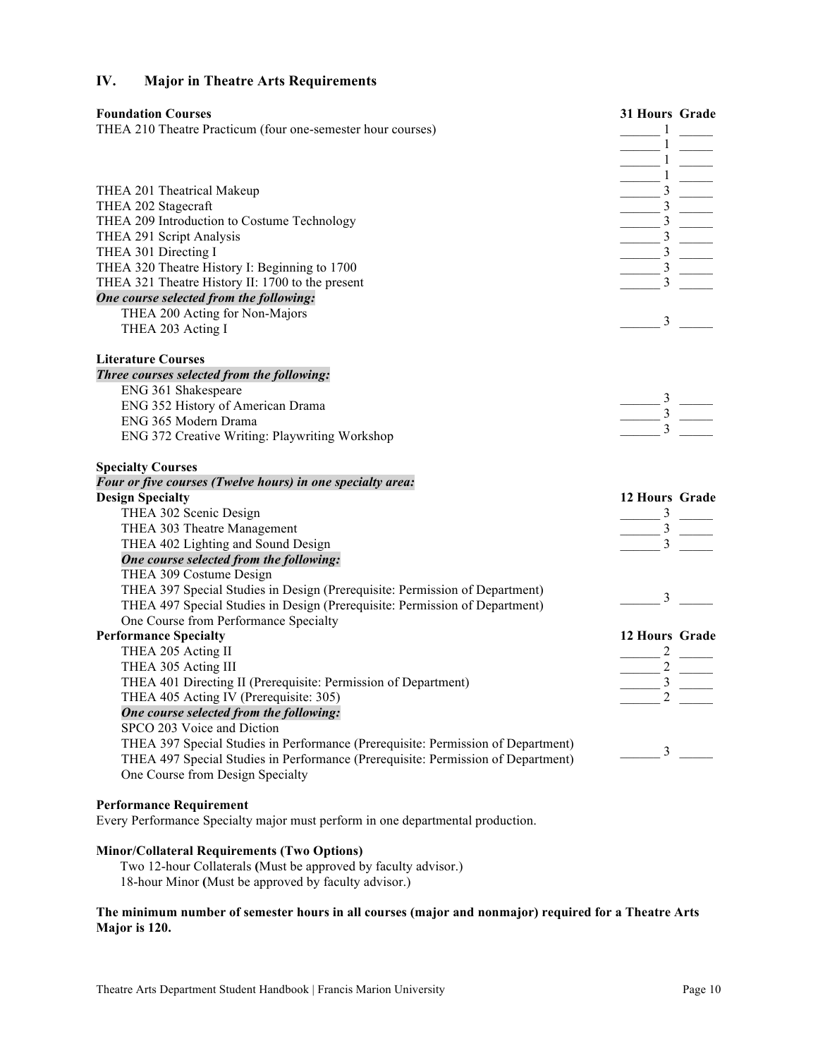## IV. Major in Theatre Arts Requirements

| **Foundation Courses** | **31 Hours** | **Grade** |
|---|---|---|
| THEA 210 Theatre Practicum (four one-semester hour courses) | ______ 1 | _____ |
| | ______ 1 | _____ |
| | ______ 1 | _____ |
| | ______ 1 | _____ |
| THEA 201 Theatrical Makeup | ______ 3 | _____ |
| THEA 202 Stagecraft | ______ 3 | _____ |
| THEA 209 Introduction to Costume Technology | ______ 3 | _____ |
| THEA 291 Script Analysis | ______ 3 | _____ |
| THEA 301 Directing I | ______ 3 | _____ |
| THEA 320 Theatre History I: Beginning to 1700 | ______ 3 | _____ |
| THEA 321 Theatre History II: 1700 to the present | ______ 3 | _____ |
| ***One course selected from the following:*** | | |
| THEA 200 Acting for Non-Majors<br>THEA 203 Acting I | ______ 3 | _____ |

**Literature Courses**

***Three courses selected from the following:***

| | | |
|---|---|---|
| ENG 361 Shakespeare<br>ENG 352 History of American Drama<br>ENG 365 Modern Drama<br>ENG 372 Creative Writing: Playwriting Workshop | ______ 3<br>______ 3<br>______ 3 | _____<br>_____<br>_____ |

**Specialty Courses**

***Four or five courses (Twelve hours) in one specialty area:***

| **Design Specialty** | **12 Hours** | **Grade** |
|---|---|---|
| THEA 302 Scenic Design | ______ 3 | _____ |
| THEA 303 Theatre Management | ______ 3 | _____ |
| THEA 402 Lighting and Sound Design | ______ 3 | _____ |
| ***One course selected from the following:*** | | |
| THEA 309 Costume Design<br>THEA 397 Special Studies in Design (Prerequisite: Permission of Department)<br>THEA 497 Special Studies in Design (Prerequisite: Permission of Department)<br>One Course from Performance Specialty | ______ 3 | _____ |

| **Performance Specialty** | **12 Hours** | **Grade** |
|---|---|---|
| THEA 205 Acting II | ______ 2 | _____ |
| THEA 305 Acting III | ______ 2 | _____ |
| THEA 401 Directing II (Prerequisite: Permission of Department) | ______ 3 | _____ |
| THEA 405 Acting IV (Prerequisite: 305) | ______ 2 | _____ |
| ***One course selected from the following:*** | | |
| SPCO 203 Voice and Diction<br>THEA 397 Special Studies in Performance (Prerequisite: Permission of Department)<br>THEA 497 Special Studies in Performance (Prerequisite: Permission of Department)<br>One Course from Design Specialty | ______ 3 | _____ |

**Performance Requirement**

Every Performance Specialty major must perform in one departmental production.

**Minor/Collateral Requirements (Two Options)**

Two 12-hour Collaterals **(**Must be approved by faculty advisor.)

18-hour Minor **(**Must be approved by faculty advisor.)

**The minimum number of semester hours in all courses (major and nonmajor) required for a Theatre Arts Major is 120.**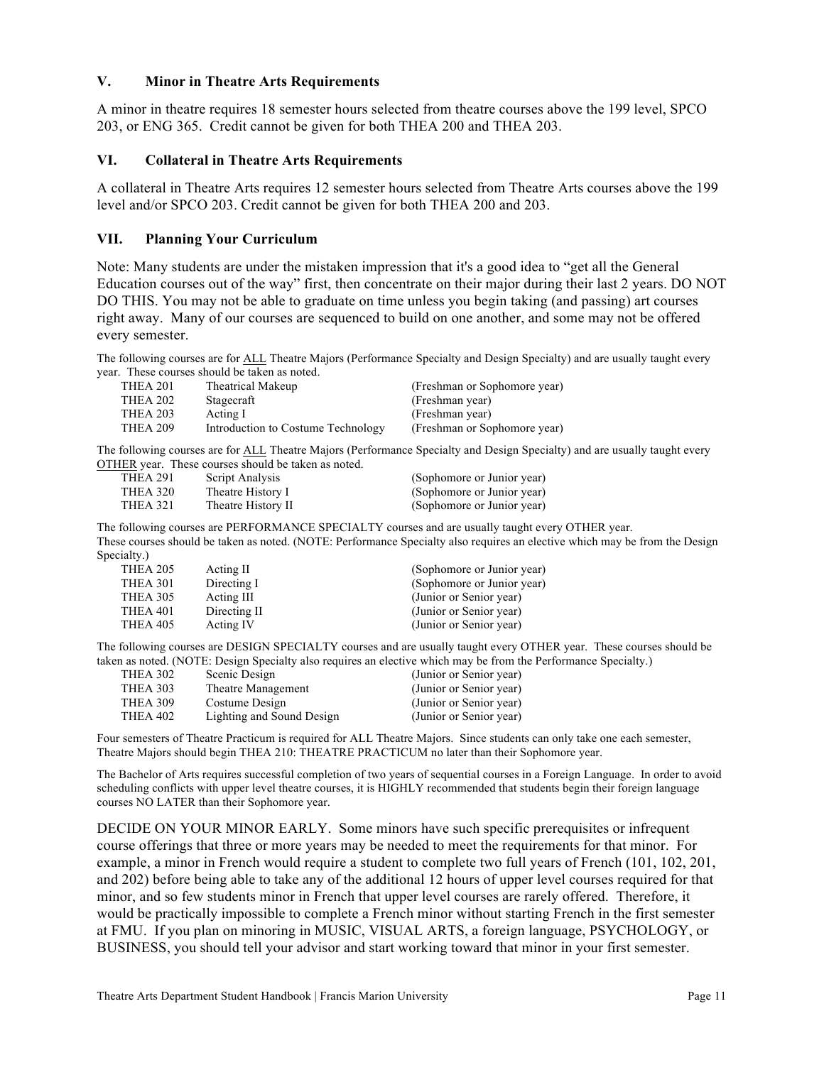### V. Minor in Theatre Arts Requirements

A minor in theatre requires 18 semester hours selected from theatre courses above the 199 level, SPCO 203, or ENG 365. Credit cannot be given for both THEA 200 and THEA 203.

### VI. Collateral in Theatre Arts Requirements

A collateral in Theatre Arts requires 12 semester hours selected from Theatre Arts courses above the 199 level and/or SPCO 203. Credit cannot be given for both THEA 200 and 203.

### VII. Planning Your Curriculum

Note: Many students are under the mistaken impression that it's a good idea to "get all the General Education courses out of the way" first, then concentrate on their major during their last 2 years. DO NOT DO THIS. You may not be able to graduate on time unless you begin taking (and passing) art courses right away. Many of our courses are sequenced to build on one another, and some may not be offered every semester.

The following courses are for ALL Theatre Majors (Performance Specialty and Design Specialty) and are usually taught every year. These courses should be taken as noted.

| | | |
|---|---|---|
| THEA 201 | Theatrical Makeup | (Freshman or Sophomore year) |
| THEA 202 | Stagecraft | (Freshman year) |
| THEA 203 | Acting I | (Freshman year) |
| THEA 209 | Introduction to Costume Technology | (Freshman or Sophomore year) |

The following courses are for ALL Theatre Majors (Performance Specialty and Design Specialty) and are usually taught every OTHER year. These courses should be taken as noted.

| | | |
|---|---|---|
| THEA 291 | Script Analysis | (Sophomore or Junior year) |
| THEA 320 | Theatre History I | (Sophomore or Junior year) |
| THEA 321 | Theatre History II | (Sophomore or Junior year) |

The following courses are PERFORMANCE SPECIALTY courses and are usually taught every OTHER year. These courses should be taken as noted. (NOTE: Performance Specialty also requires an elective which may be from the Design Specialty.)

| | | |
|---|---|---|
| THEA 205 | Acting II | (Sophomore or Junior year) |
| THEA 301 | Directing I | (Sophomore or Junior year) |
| THEA 305 | Acting III | (Junior or Senior year) |
| THEA 401 | Directing II | (Junior or Senior year) |
| THEA 405 | Acting IV | (Junior or Senior year) |

The following courses are DESIGN SPECIALTY courses and are usually taught every OTHER year. These courses should be taken as noted. (NOTE: Design Specialty also requires an elective which may be from the Performance Specialty.)

| | | |
|---|---|---|
| THEA 302 | Scenic Design | (Junior or Senior year) |
| THEA 303 | Theatre Management | (Junior or Senior year) |
| THEA 309 | Costume Design | (Junior or Senior year) |
| THEA 402 | Lighting and Sound Design | (Junior or Senior year) |

Four semesters of Theatre Practicum is required for ALL Theatre Majors. Since students can only take one each semester, Theatre Majors should begin THEA 210: THEATRE PRACTICUM no later than their Sophomore year.

The Bachelor of Arts requires successful completion of two years of sequential courses in a Foreign Language. In order to avoid scheduling conflicts with upper level theatre courses, it is HIGHLY recommended that students begin their foreign language courses NO LATER than their Sophomore year.

DECIDE ON YOUR MINOR EARLY. Some minors have such specific prerequisites or infrequent course offerings that three or more years may be needed to meet the requirements for that minor. For example, a minor in French would require a student to complete two full years of French (101, 102, 201, and 202) before being able to take any of the additional 12 hours of upper level courses required for that minor, and so few students minor in French that upper level courses are rarely offered. Therefore, it would be practically impossible to complete a French minor without starting French in the first semester at FMU. If you plan on minoring in MUSIC, VISUAL ARTS, a foreign language, PSYCHOLOGY, or BUSINESS, you should tell your advisor and start working toward that minor in your first semester.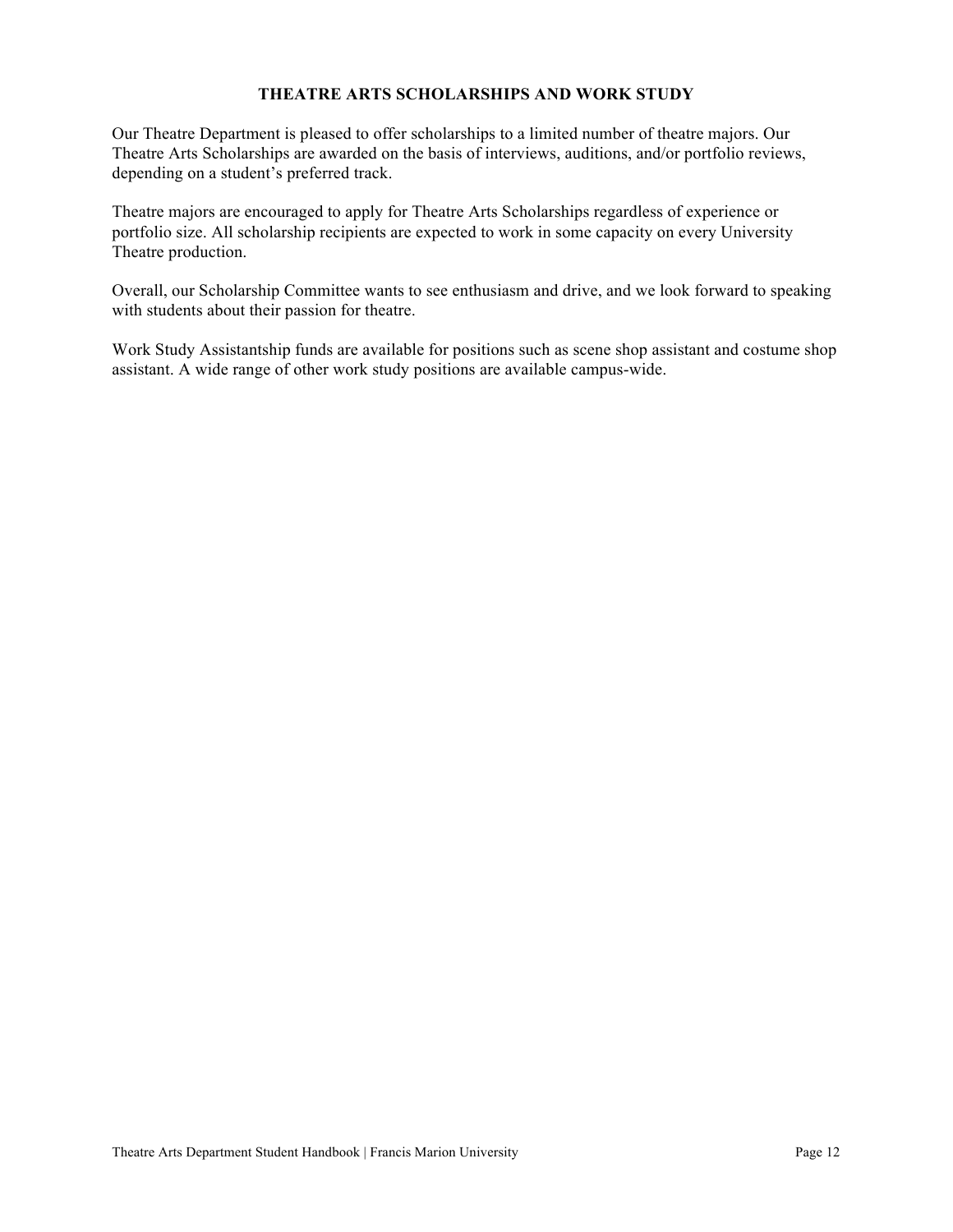## THEATRE ARTS SCHOLARSHIPS AND WORK STUDY

Our Theatre Department is pleased to offer scholarships to a limited number of theatre majors. Our Theatre Arts Scholarships are awarded on the basis of interviews, auditions, and/or portfolio reviews, depending on a student's preferred track.

Theatre majors are encouraged to apply for Theatre Arts Scholarships regardless of experience or portfolio size. All scholarship recipients are expected to work in some capacity on every University Theatre production.

Overall, our Scholarship Committee wants to see enthusiasm and drive, and we look forward to speaking with students about their passion for theatre.

Work Study Assistantship funds are available for positions such as scene shop assistant and costume shop assistant. A wide range of other work study positions are available campus-wide.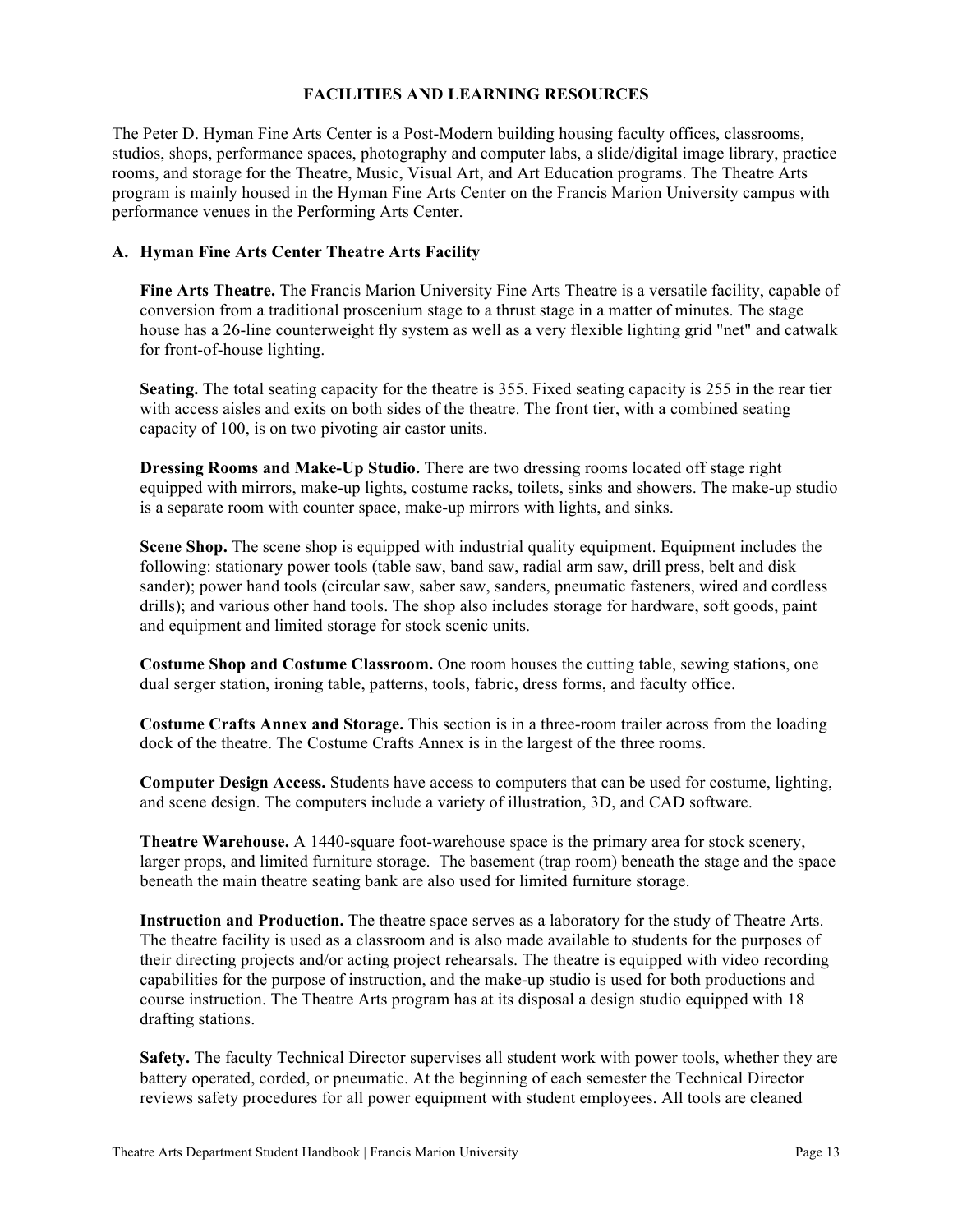## FACILITIES AND LEARNING RESOURCES

The Peter D. Hyman Fine Arts Center is a Post-Modern building housing faculty offices, classrooms, studios, shops, performance spaces, photography and computer labs, a slide/digital image library, practice rooms, and storage for the Theatre, Music, Visual Art, and Art Education programs. The Theatre Arts program is mainly housed in the Hyman Fine Arts Center on the Francis Marion University campus with performance venues in the Performing Arts Center.

### A. Hyman Fine Arts Center Theatre Arts Facility

**Fine Arts Theatre.** The Francis Marion University Fine Arts Theatre is a versatile facility, capable of conversion from a traditional proscenium stage to a thrust stage in a matter of minutes. The stage house has a 26-line counterweight fly system as well as a very flexible lighting grid "net" and catwalk for front-of-house lighting.

**Seating.** The total seating capacity for the theatre is 355. Fixed seating capacity is 255 in the rear tier with access aisles and exits on both sides of the theatre. The front tier, with a combined seating capacity of 100, is on two pivoting air castor units.

**Dressing Rooms and Make-Up Studio.** There are two dressing rooms located off stage right equipped with mirrors, make-up lights, costume racks, toilets, sinks and showers. The make-up studio is a separate room with counter space, make-up mirrors with lights, and sinks.

**Scene Shop.** The scene shop is equipped with industrial quality equipment. Equipment includes the following: stationary power tools (table saw, band saw, radial arm saw, drill press, belt and disk sander); power hand tools (circular saw, saber saw, sanders, pneumatic fasteners, wired and cordless drills); and various other hand tools. The shop also includes storage for hardware, soft goods, paint and equipment and limited storage for stock scenic units.

**Costume Shop and Costume Classroom.** One room houses the cutting table, sewing stations, one dual serger station, ironing table, patterns, tools, fabric, dress forms, and faculty office.

**Costume Crafts Annex and Storage.** This section is in a three-room trailer across from the loading dock of the theatre. The Costume Crafts Annex is in the largest of the three rooms.

**Computer Design Access.** Students have access to computers that can be used for costume, lighting, and scene design. The computers include a variety of illustration, 3D, and CAD software.

**Theatre Warehouse.** A 1440-square foot-warehouse space is the primary area for stock scenery, larger props, and limited furniture storage. The basement (trap room) beneath the stage and the space beneath the main theatre seating bank are also used for limited furniture storage.

**Instruction and Production.** The theatre space serves as a laboratory for the study of Theatre Arts. The theatre facility is used as a classroom and is also made available to students for the purposes of their directing projects and/or acting project rehearsals. The theatre is equipped with video recording capabilities for the purpose of instruction, and the make-up studio is used for both productions and course instruction. The Theatre Arts program has at its disposal a design studio equipped with 18 drafting stations.

**Safety.** The faculty Technical Director supervises all student work with power tools, whether they are battery operated, corded, or pneumatic. At the beginning of each semester the Technical Director reviews safety procedures for all power equipment with student employees. All tools are cleaned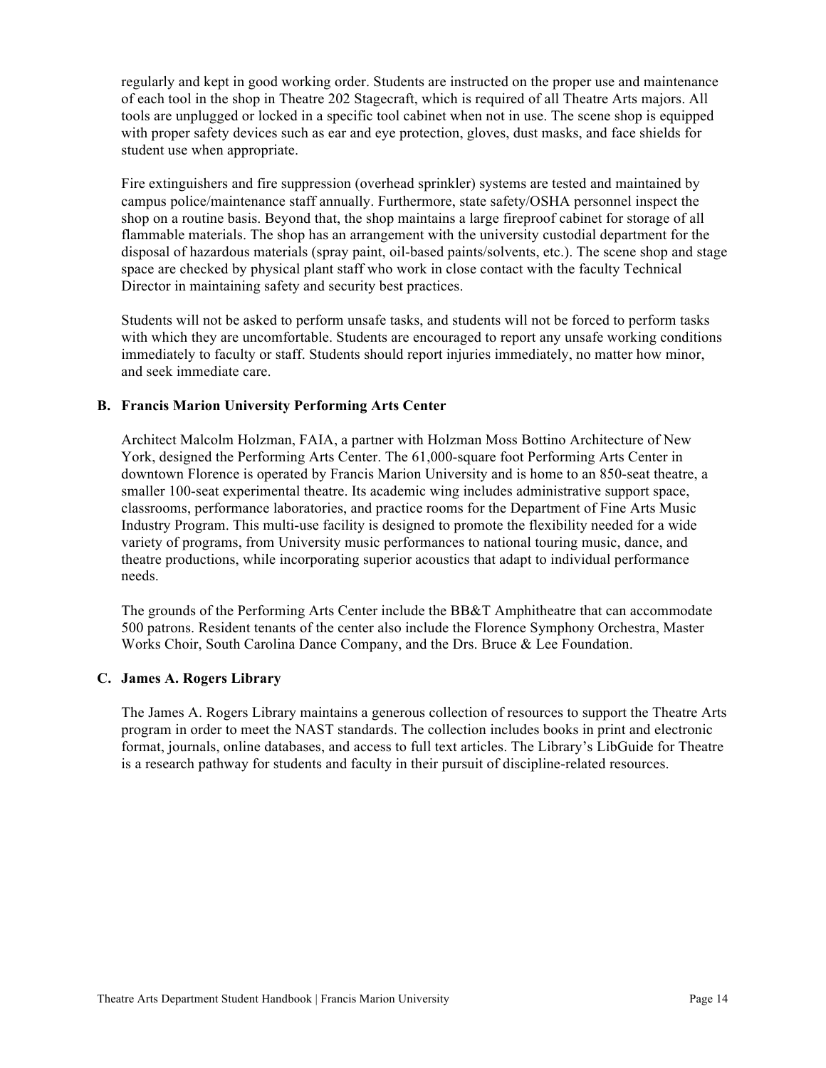regularly and kept in good working order. Students are instructed on the proper use and maintenance of each tool in the shop in Theatre 202 Stagecraft, which is required of all Theatre Arts majors. All tools are unplugged or locked in a specific tool cabinet when not in use. The scene shop is equipped with proper safety devices such as ear and eye protection, gloves, dust masks, and face shields for student use when appropriate.

Fire extinguishers and fire suppression (overhead sprinkler) systems are tested and maintained by campus police/maintenance staff annually. Furthermore, state safety/OSHA personnel inspect the shop on a routine basis. Beyond that, the shop maintains a large fireproof cabinet for storage of all flammable materials. The shop has an arrangement with the university custodial department for the disposal of hazardous materials (spray paint, oil-based paints/solvents, etc.). The scene shop and stage space are checked by physical plant staff who work in close contact with the faculty Technical Director in maintaining safety and security best practices.

Students will not be asked to perform unsafe tasks, and students will not be forced to perform tasks with which they are uncomfortable. Students are encouraged to report any unsafe working conditions immediately to faculty or staff. Students should report injuries immediately, no matter how minor, and seek immediate care.

### B. Francis Marion University Performing Arts Center

Architect Malcolm Holzman, FAIA, a partner with Holzman Moss Bottino Architecture of New York, designed the Performing Arts Center. The 61,000-square foot Performing Arts Center in downtown Florence is operated by Francis Marion University and is home to an 850-seat theatre, a smaller 100-seat experimental theatre. Its academic wing includes administrative support space, classrooms, performance laboratories, and practice rooms for the Department of Fine Arts Music Industry Program. This multi-use facility is designed to promote the flexibility needed for a wide variety of programs, from University music performances to national touring music, dance, and theatre productions, while incorporating superior acoustics that adapt to individual performance needs.

The grounds of the Performing Arts Center include the BB&T Amphitheatre that can accommodate 500 patrons. Resident tenants of the center also include the Florence Symphony Orchestra, Master Works Choir, South Carolina Dance Company, and the Drs. Bruce & Lee Foundation.

### C. James A. Rogers Library

The James A. Rogers Library maintains a generous collection of resources to support the Theatre Arts program in order to meet the NAST standards. The collection includes books in print and electronic format, journals, online databases, and access to full text articles. The Library's LibGuide for Theatre is a research pathway for students and faculty in their pursuit of discipline-related resources.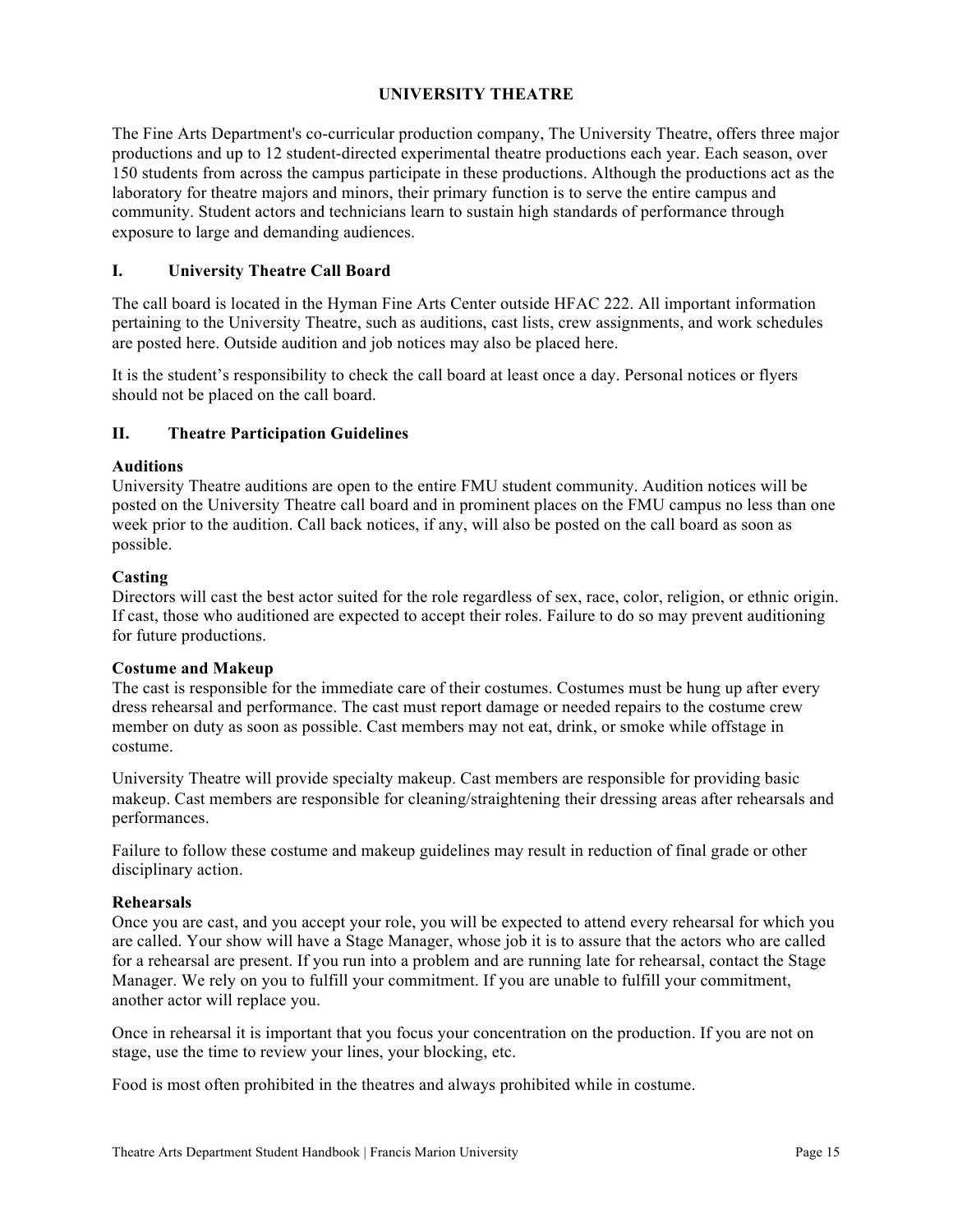# UNIVERSITY THEATRE

The Fine Arts Department's co-curricular production company, The University Theatre, offers three major productions and up to 12 student-directed experimental theatre productions each year. Each season, over 150 students from across the campus participate in these productions. Although the productions act as the laboratory for theatre majors and minors, their primary function is to serve the entire campus and community. Student actors and technicians learn to sustain high standards of performance through exposure to large and demanding audiences.

## I. University Theatre Call Board

The call board is located in the Hyman Fine Arts Center outside HFAC 222. All important information pertaining to the University Theatre, such as auditions, cast lists, crew assignments, and work schedules are posted here. Outside audition and job notices may also be placed here.

It is the student's responsibility to check the call board at least once a day. Personal notices or flyers should not be placed on the call board.

## II. Theatre Participation Guidelines

**Auditions**
University Theatre auditions are open to the entire FMU student community. Audition notices will be posted on the University Theatre call board and in prominent places on the FMU campus no less than one week prior to the audition. Call back notices, if any, will also be posted on the call board as soon as possible.

**Casting**
Directors will cast the best actor suited for the role regardless of sex, race, color, religion, or ethnic origin. If cast, those who auditioned are expected to accept their roles. Failure to do so may prevent auditioning for future productions.

**Costume and Makeup**
The cast is responsible for the immediate care of their costumes. Costumes must be hung up after every dress rehearsal and performance. The cast must report damage or needed repairs to the costume crew member on duty as soon as possible. Cast members may not eat, drink, or smoke while offstage in costume.

University Theatre will provide specialty makeup. Cast members are responsible for providing basic makeup. Cast members are responsible for cleaning/straightening their dressing areas after rehearsals and performances.

Failure to follow these costume and makeup guidelines may result in reduction of final grade or other disciplinary action.

**Rehearsals**
Once you are cast, and you accept your role, you will be expected to attend every rehearsal for which you are called. Your show will have a Stage Manager, whose job it is to assure that the actors who are called for a rehearsal are present. If you run into a problem and are running late for rehearsal, contact the Stage Manager. We rely on you to fulfill your commitment. If you are unable to fulfill your commitment, another actor will replace you.

Once in rehearsal it is important that you focus your concentration on the production. If you are not on stage, use the time to review your lines, your blocking, etc.

Food is most often prohibited in the theatres and always prohibited while in costume.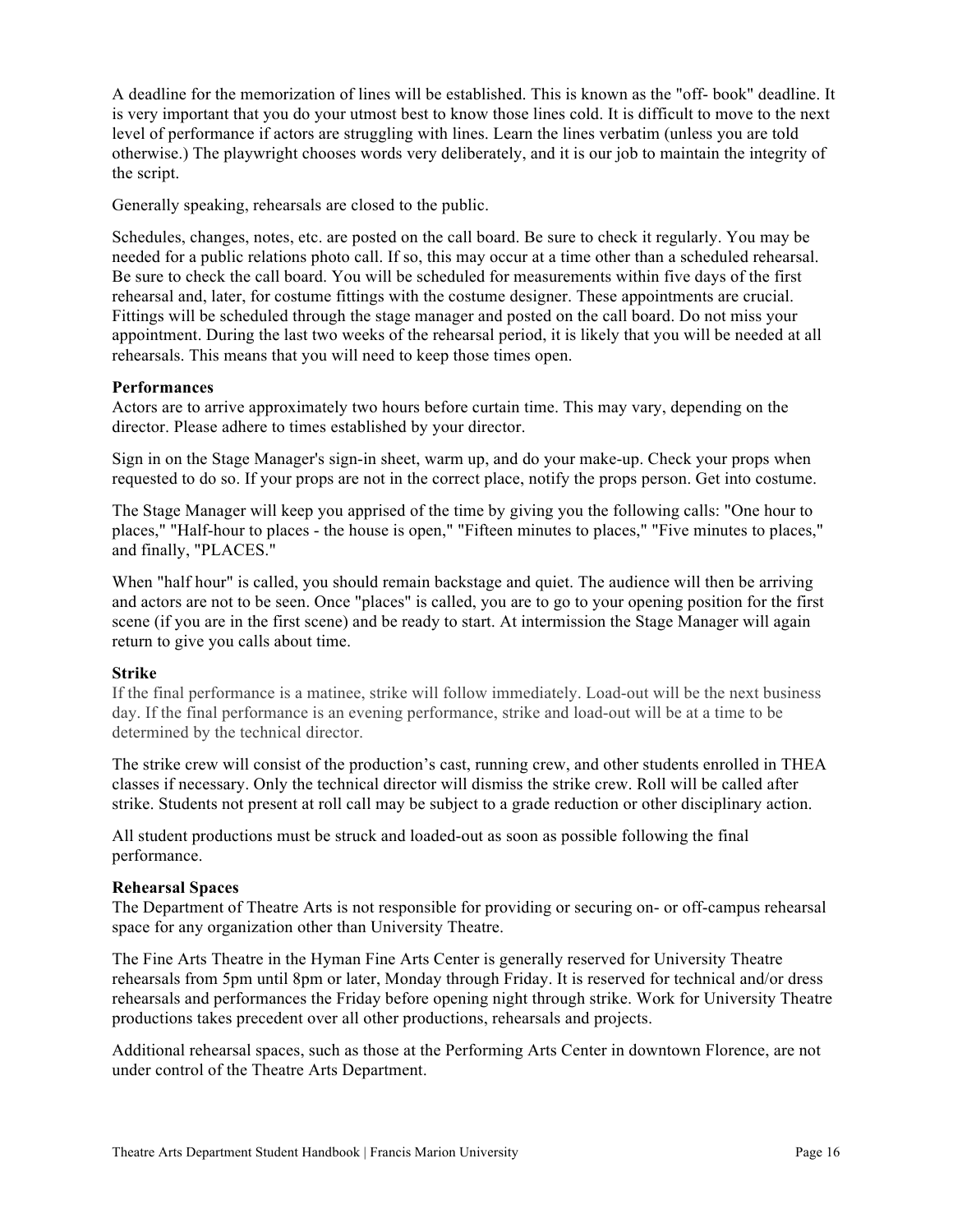A deadline for the memorization of lines will be established. This is known as the "off- book" deadline. It is very important that you do your utmost best to know those lines cold. It is difficult to move to the next level of performance if actors are struggling with lines. Learn the lines verbatim (unless you are told otherwise.) The playwright chooses words very deliberately, and it is our job to maintain the integrity of the script.

Generally speaking, rehearsals are closed to the public.

Schedules, changes, notes, etc. are posted on the call board. Be sure to check it regularly. You may be needed for a public relations photo call. If so, this may occur at a time other than a scheduled rehearsal. Be sure to check the call board. You will be scheduled for measurements within five days of the first rehearsal and, later, for costume fittings with the costume designer. These appointments are crucial. Fittings will be scheduled through the stage manager and posted on the call board. Do not miss your appointment. During the last two weeks of the rehearsal period, it is likely that you will be needed at all rehearsals. This means that you will need to keep those times open.

**Performances**

Actors are to arrive approximately two hours before curtain time. This may vary, depending on the director. Please adhere to times established by your director.

Sign in on the Stage Manager's sign-in sheet, warm up, and do your make-up. Check your props when requested to do so. If your props are not in the correct place, notify the props person. Get into costume.

The Stage Manager will keep you apprised of the time by giving you the following calls: "One hour to places," "Half-hour to places - the house is open," "Fifteen minutes to places," "Five minutes to places," and finally, "PLACES."

When "half hour" is called, you should remain backstage and quiet. The audience will then be arriving and actors are not to be seen. Once "places" is called, you are to go to your opening position for the first scene (if you are in the first scene) and be ready to start. At intermission the Stage Manager will again return to give you calls about time.

**Strike**

If the final performance is a matinee, strike will follow immediately. Load-out will be the next business day. If the final performance is an evening performance, strike and load-out will be at a time to be determined by the technical director.

The strike crew will consist of the production's cast, running crew, and other students enrolled in THEA classes if necessary. Only the technical director will dismiss the strike crew. Roll will be called after strike. Students not present at roll call may be subject to a grade reduction or other disciplinary action.

All student productions must be struck and loaded-out as soon as possible following the final performance.

**Rehearsal Spaces**

The Department of Theatre Arts is not responsible for providing or securing on- or off-campus rehearsal space for any organization other than University Theatre.

The Fine Arts Theatre in the Hyman Fine Arts Center is generally reserved for University Theatre rehearsals from 5pm until 8pm or later, Monday through Friday. It is reserved for technical and/or dress rehearsals and performances the Friday before opening night through strike. Work for University Theatre productions takes precedent over all other productions, rehearsals and projects.

Additional rehearsal spaces, such as those at the Performing Arts Center in downtown Florence, are not under control of the Theatre Arts Department.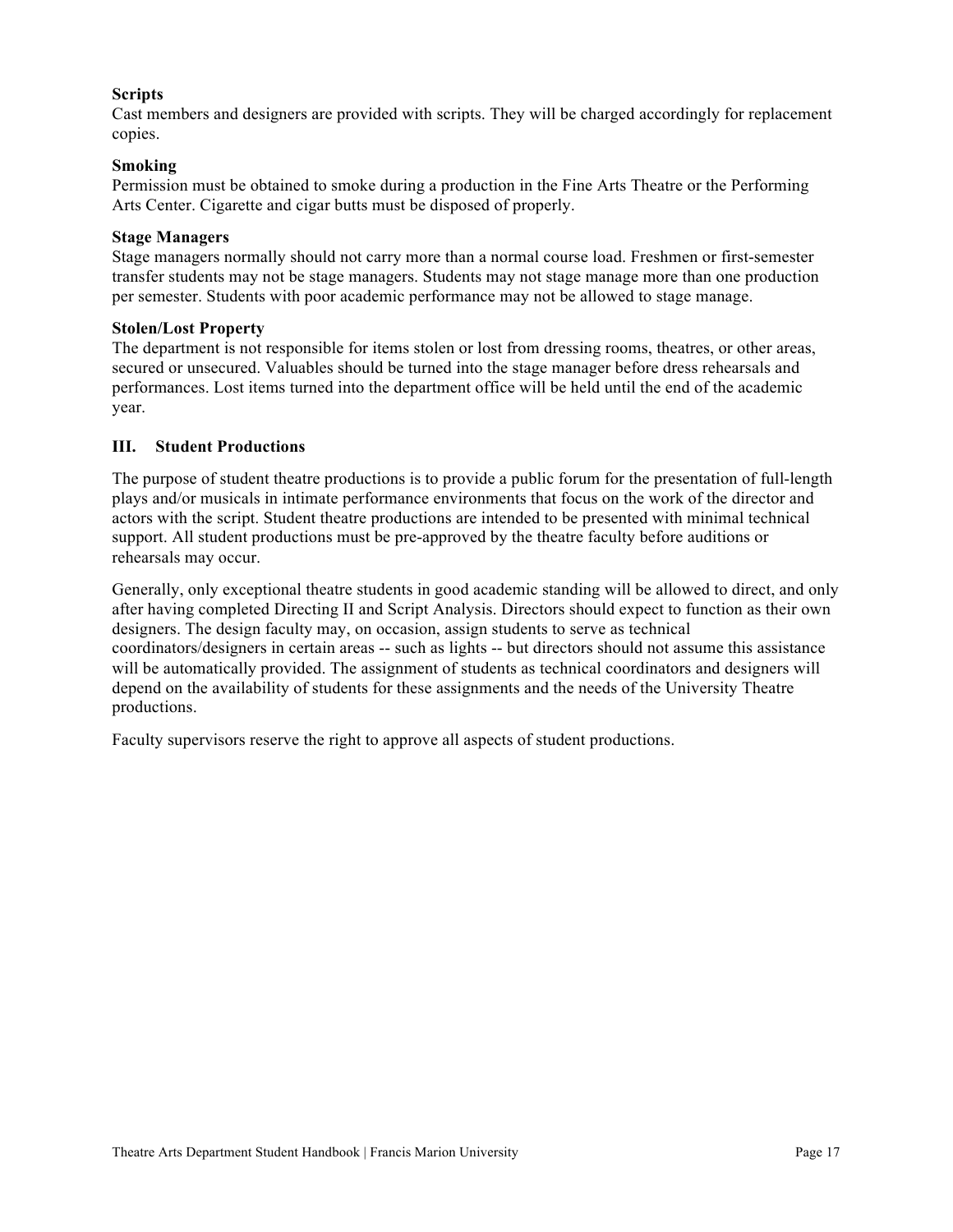**Scripts**
Cast members and designers are provided with scripts. They will be charged accordingly for replacement copies.

**Smoking**
Permission must be obtained to smoke during a production in the Fine Arts Theatre or the Performing Arts Center. Cigarette and cigar butts must be disposed of properly.

**Stage Managers**
Stage managers normally should not carry more than a normal course load. Freshmen or first-semester transfer students may not be stage managers. Students may not stage manage more than one production per semester. Students with poor academic performance may not be allowed to stage manage.

**Stolen/Lost Property**
The department is not responsible for items stolen or lost from dressing rooms, theatres, or other areas, secured or unsecured. Valuables should be turned into the stage manager before dress rehearsals and performances. Lost items turned into the department office will be held until the end of the academic year.

## III. Student Productions

The purpose of student theatre productions is to provide a public forum for the presentation of full-length plays and/or musicals in intimate performance environments that focus on the work of the director and actors with the script. Student theatre productions are intended to be presented with minimal technical support. All student productions must be pre-approved by the theatre faculty before auditions or rehearsals may occur.

Generally, only exceptional theatre students in good academic standing will be allowed to direct, and only after having completed Directing II and Script Analysis. Directors should expect to function as their own designers. The design faculty may, on occasion, assign students to serve as technical coordinators/designers in certain areas -- such as lights -- but directors should not assume this assistance will be automatically provided. The assignment of students as technical coordinators and designers will depend on the availability of students for these assignments and the needs of the University Theatre productions.

Faculty supervisors reserve the right to approve all aspects of student productions.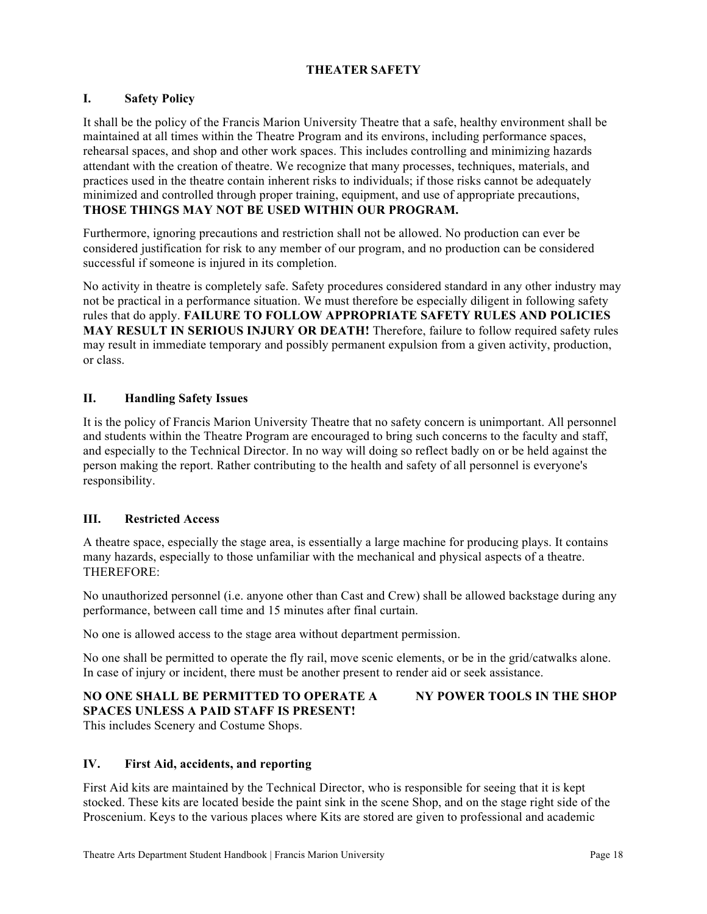## THEATER SAFETY

### I. Safety Policy

It shall be the policy of the Francis Marion University Theatre that a safe, healthy environment shall be maintained at all times within the Theatre Program and its environs, including performance spaces, rehearsal spaces, and shop and other work spaces. This includes controlling and minimizing hazards attendant with the creation of theatre. We recognize that many processes, techniques, materials, and practices used in the theatre contain inherent risks to individuals; if those risks cannot be adequately minimized and controlled through proper training, equipment, and use of appropriate precautions, **THOSE THINGS MAY NOT BE USED WITHIN OUR PROGRAM.**

Furthermore, ignoring precautions and restriction shall not be allowed. No production can ever be considered justification for risk to any member of our program, and no production can be considered successful if someone is injured in its completion.

No activity in theatre is completely safe. Safety procedures considered standard in any other industry may not be practical in a performance situation. We must therefore be especially diligent in following safety rules that do apply. **FAILURE TO FOLLOW APPROPRIATE SAFETY RULES AND POLICIES MAY RESULT IN SERIOUS INJURY OR DEATH!** Therefore, failure to follow required safety rules may result in immediate temporary and possibly permanent expulsion from a given activity, production, or class.

### II. Handling Safety Issues

It is the policy of Francis Marion University Theatre that no safety concern is unimportant. All personnel and students within the Theatre Program are encouraged to bring such concerns to the faculty and staff, and especially to the Technical Director. In no way will doing so reflect badly on or be held against the person making the report. Rather contributing to the health and safety of all personnel is everyone's responsibility.

### III. Restricted Access

A theatre space, especially the stage area, is essentially a large machine for producing plays. It contains many hazards, especially to those unfamiliar with the mechanical and physical aspects of a theatre. THEREFORE:

No unauthorized personnel (i.e. anyone other than Cast and Crew) shall be allowed backstage during any performance, between call time and 15 minutes after final curtain.

No one is allowed access to the stage area without department permission.

No one shall be permitted to operate the fly rail, move scenic elements, or be in the grid/catwalks alone. In case of injury or incident, there must be another present to render aid or seek assistance.

**NO ONE SHALL BE PERMITTED TO OPERATE ANY POWER TOOLS IN THE SHOP SPACES UNLESS A PAID STAFF IS PRESENT!**
This includes Scenery and Costume Shops.

### IV. First Aid, accidents, and reporting

First Aid kits are maintained by the Technical Director, who is responsible for seeing that it is kept stocked. These kits are located beside the paint sink in the scene Shop, and on the stage right side of the Proscenium. Keys to the various places where Kits are stored are given to professional and academic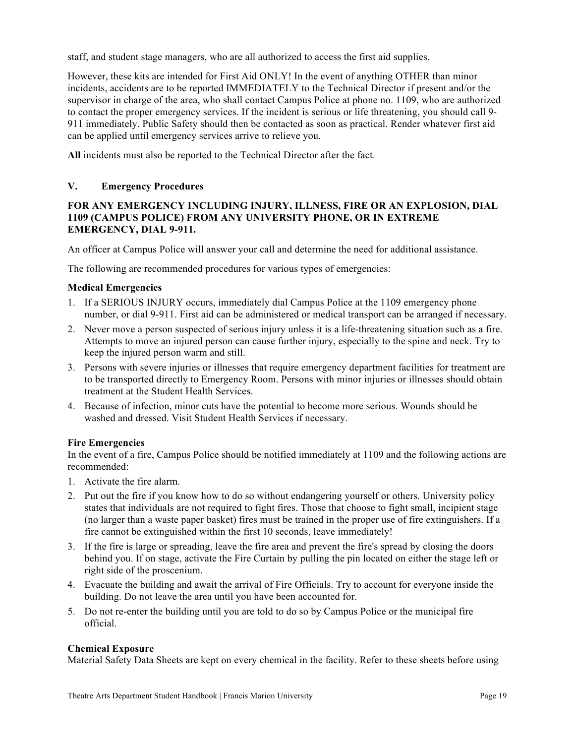staff, and student stage managers, who are all authorized to access the first aid supplies.

However, these kits are intended for First Aid ONLY! In the event of anything OTHER than minor incidents, accidents are to be reported IMMEDIATELY to the Technical Director if present and/or the supervisor in charge of the area, who shall contact Campus Police at phone no. 1109, who are authorized to contact the proper emergency services. If the incident is serious or life threatening, you should call 9-911 immediately. Public Safety should then be contacted as soon as practical. Render whatever first aid can be applied until emergency services arrive to relieve you.

**All** incidents must also be reported to the Technical Director after the fact.

## V. Emergency Procedures

**FOR ANY EMERGENCY INCLUDING INJURY, ILLNESS, FIRE OR AN EXPLOSION, DIAL 1109 (CAMPUS POLICE) FROM ANY UNIVERSITY PHONE, OR IN EXTREME EMERGENCY, DIAL 9-911.**

An officer at Campus Police will answer your call and determine the need for additional assistance.

The following are recommended procedures for various types of emergencies:

### Medical Emergencies

1. If a SERIOUS INJURY occurs, immediately dial Campus Police at the 1109 emergency phone number, or dial 9-911. First aid can be administered or medical transport can be arranged if necessary.
2. Never move a person suspected of serious injury unless it is a life-threatening situation such as a fire. Attempts to move an injured person can cause further injury, especially to the spine and neck. Try to keep the injured person warm and still.
3. Persons with severe injuries or illnesses that require emergency department facilities for treatment are to be transported directly to Emergency Room. Persons with minor injuries or illnesses should obtain treatment at the Student Health Services.
4. Because of infection, minor cuts have the potential to become more serious. Wounds should be washed and dressed. Visit Student Health Services if necessary.

### Fire Emergencies

In the event of a fire, Campus Police should be notified immediately at 1109 and the following actions are recommended:

1. Activate the fire alarm.
2. Put out the fire if you know how to do so without endangering yourself or others. University policy states that individuals are not required to fight fires. Those that choose to fight small, incipient stage (no larger than a waste paper basket) fires must be trained in the proper use of fire extinguishers. If a fire cannot be extinguished within the first 10 seconds, leave immediately!
3. If the fire is large or spreading, leave the fire area and prevent the fire's spread by closing the doors behind you. If on stage, activate the Fire Curtain by pulling the pin located on either the stage left or right side of the proscenium.
4. Evacuate the building and await the arrival of Fire Officials. Try to account for everyone inside the building. Do not leave the area until you have been accounted for.
5. Do not re-enter the building until you are told to do so by Campus Police or the municipal fire official.

### Chemical Exposure

Material Safety Data Sheets are kept on every chemical in the facility. Refer to these sheets before using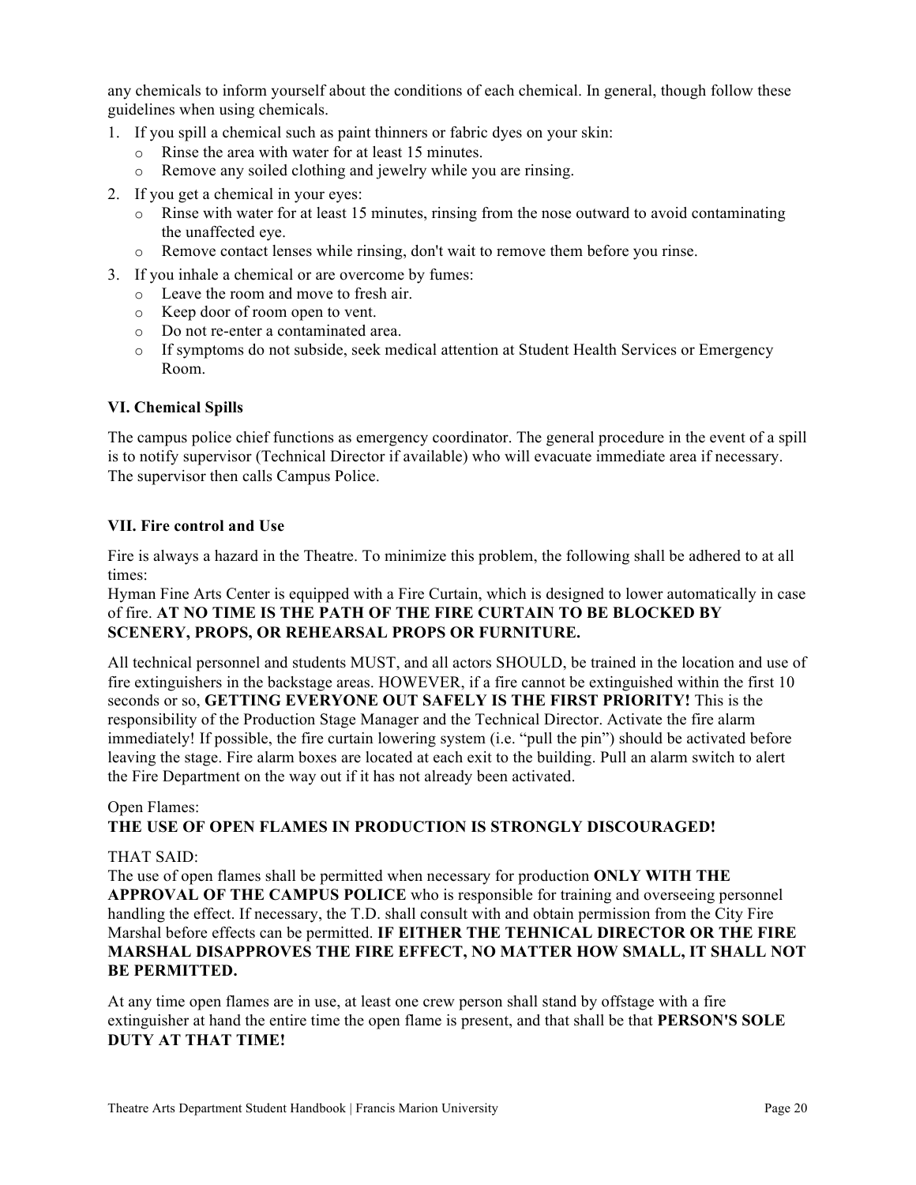any chemicals to inform yourself about the conditions of each chemical. In general, though follow these guidelines when using chemicals.

1. If you spill a chemical such as paint thinners or fabric dyes on your skin:
   - Rinse the area with water for at least 15 minutes.
   - Remove any soiled clothing and jewelry while you are rinsing.
2. If you get a chemical in your eyes:
   - Rinse with water for at least 15 minutes, rinsing from the nose outward to avoid contaminating the unaffected eye.
   - Remove contact lenses while rinsing, don't wait to remove them before you rinse.
3. If you inhale a chemical or are overcome by fumes:
   - Leave the room and move to fresh air.
   - Keep door of room open to vent.
   - Do not re-enter a contaminated area.
   - If symptoms do not subside, seek medical attention at Student Health Services or Emergency Room.

### VI. Chemical Spills

The campus police chief functions as emergency coordinator. The general procedure in the event of a spill is to notify supervisor (Technical Director if available) who will evacuate immediate area if necessary. The supervisor then calls Campus Police.

### VII. Fire control and Use

Fire is always a hazard in the Theatre. To minimize this problem, the following shall be adhered to at all times:

Hyman Fine Arts Center is equipped with a Fire Curtain, which is designed to lower automatically in case of fire. **AT NO TIME IS THE PATH OF THE FIRE CURTAIN TO BE BLOCKED BY SCENERY, PROPS, OR REHEARSAL PROPS OR FURNITURE.**

All technical personnel and students MUST, and all actors SHOULD, be trained in the location and use of fire extinguishers in the backstage areas. HOWEVER, if a fire cannot be extinguished within the first 10 seconds or so, **GETTING EVERYONE OUT SAFELY IS THE FIRST PRIORITY!** This is the responsibility of the Production Stage Manager and the Technical Director. Activate the fire alarm immediately! If possible, the fire curtain lowering system (i.e. "pull the pin") should be activated before leaving the stage. Fire alarm boxes are located at each exit to the building. Pull an alarm switch to alert the Fire Department on the way out if it has not already been activated.

Open Flames:

**THE USE OF OPEN FLAMES IN PRODUCTION IS STRONGLY DISCOURAGED!**

THAT SAID:

The use of open flames shall be permitted when necessary for production **ONLY WITH THE APPROVAL OF THE CAMPUS POLICE** who is responsible for training and overseeing personnel handling the effect. If necessary, the T.D. shall consult with and obtain permission from the City Fire Marshal before effects can be permitted. **IF EITHER THE TEHNICAL DIRECTOR OR THE FIRE MARSHAL DISAPPROVES THE FIRE EFFECT, NO MATTER HOW SMALL, IT SHALL NOT BE PERMITTED.**

At any time open flames are in use, at least one crew person shall stand by offstage with a fire extinguisher at hand the entire time the open flame is present, and that shall be that **PERSON'S SOLE DUTY AT THAT TIME!**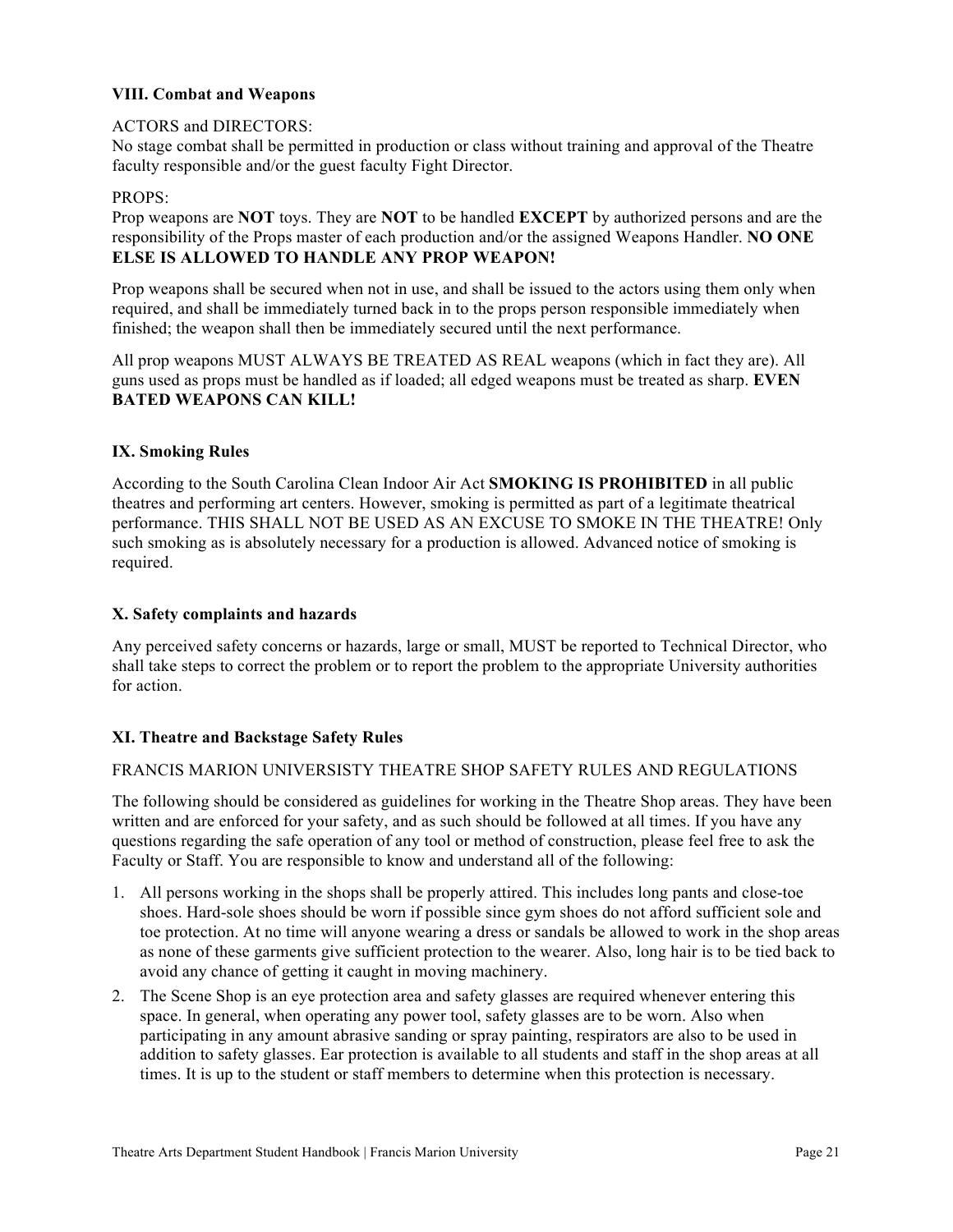### VIII. Combat and Weapons

ACTORS and DIRECTORS:
No stage combat shall be permitted in production or class without training and approval of the Theatre faculty responsible and/or the guest faculty Fight Director.

PROPS:
Prop weapons are **NOT** toys. They are **NOT** to be handled **EXCEPT** by authorized persons and are the responsibility of the Props master of each production and/or the assigned Weapons Handler. **NO ONE ELSE IS ALLOWED TO HANDLE ANY PROP WEAPON!**

Prop weapons shall be secured when not in use, and shall be issued to the actors using them only when required, and shall be immediately turned back in to the props person responsible immediately when finished; the weapon shall then be immediately secured until the next performance.

All prop weapons MUST ALWAYS BE TREATED AS REAL weapons (which in fact they are). All guns used as props must be handled as if loaded; all edged weapons must be treated as sharp. **EVEN BATED WEAPONS CAN KILL!**

### IX. Smoking Rules

According to the South Carolina Clean Indoor Air Act **SMOKING IS PROHIBITED** in all public theatres and performing art centers. However, smoking is permitted as part of a legitimate theatrical performance. THIS SHALL NOT BE USED AS AN EXCUSE TO SMOKE IN THE THEATRE! Only such smoking as is absolutely necessary for a production is allowed. Advanced notice of smoking is required.

### X. Safety complaints and hazards

Any perceived safety concerns or hazards, large or small, MUST be reported to Technical Director, who shall take steps to correct the problem or to report the problem to the appropriate University authorities for action.

### XI. Theatre and Backstage Safety Rules

FRANCIS MARION UNIVERSISTY THEATRE SHOP SAFETY RULES AND REGULATIONS

The following should be considered as guidelines for working in the Theatre Shop areas. They have been written and are enforced for your safety, and as such should be followed at all times. If you have any questions regarding the safe operation of any tool or method of construction, please feel free to ask the Faculty or Staff. You are responsible to know and understand all of the following:

1. All persons working in the shops shall be properly attired. This includes long pants and close-toe shoes. Hard-sole shoes should be worn if possible since gym shoes do not afford sufficient sole and toe protection. At no time will anyone wearing a dress or sandals be allowed to work in the shop areas as none of these garments give sufficient protection to the wearer. Also, long hair is to be tied back to avoid any chance of getting it caught in moving machinery.
2. The Scene Shop is an eye protection area and safety glasses are required whenever entering this space. In general, when operating any power tool, safety glasses are to be worn. Also when participating in any amount abrasive sanding or spray painting, respirators are also to be used in addition to safety glasses. Ear protection is available to all students and staff in the shop areas at all times. It is up to the student or staff members to determine when this protection is necessary.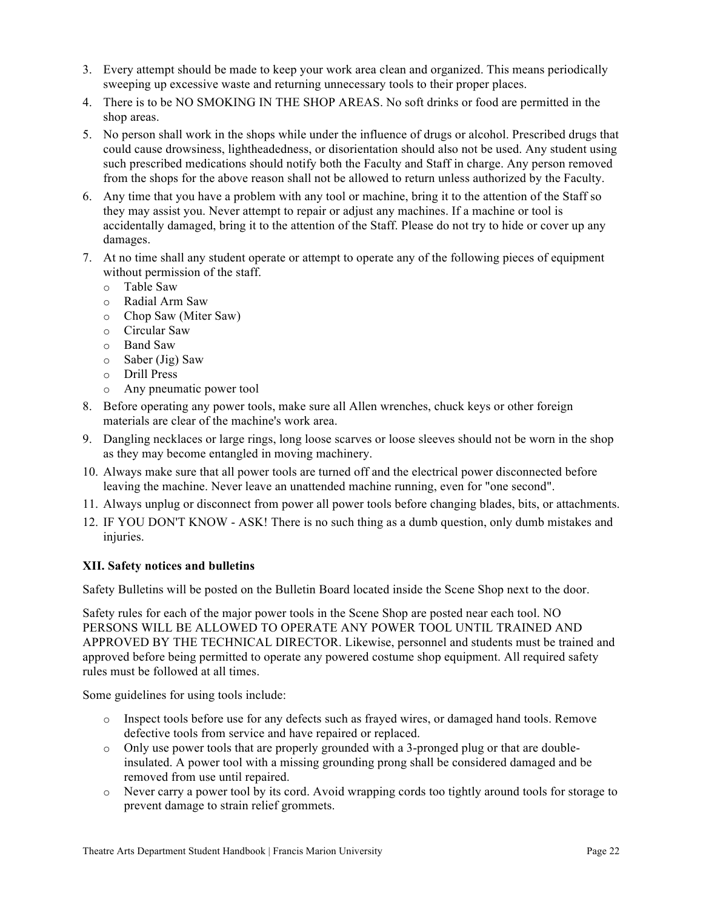3. Every attempt should be made to keep your work area clean and organized. This means periodically sweeping up excessive waste and returning unnecessary tools to their proper places.
4. There is to be NO SMOKING IN THE SHOP AREAS. No soft drinks or food are permitted in the shop areas.
5. No person shall work in the shops while under the influence of drugs or alcohol. Prescribed drugs that could cause drowsiness, lightheadedness, or disorientation should also not be used. Any student using such prescribed medications should notify both the Faculty and Staff in charge. Any person removed from the shops for the above reason shall not be allowed to return unless authorized by the Faculty.
6. Any time that you have a problem with any tool or machine, bring it to the attention of the Staff so they may assist you. Never attempt to repair or adjust any machines. If a machine or tool is accidentally damaged, bring it to the attention of the Staff. Please do not try to hide or cover up any damages.
7. At no time shall any student operate or attempt to operate any of the following pieces of equipment without permission of the staff.
   - Table Saw
   - Radial Arm Saw
   - Chop Saw (Miter Saw)
   - Circular Saw
   - Band Saw
   - Saber (Jig) Saw
   - Drill Press
   - Any pneumatic power tool
8. Before operating any power tools, make sure all Allen wrenches, chuck keys or other foreign materials are clear of the machine's work area.
9. Dangling necklaces or large rings, long loose scarves or loose sleeves should not be worn in the shop as they may become entangled in moving machinery.
10. Always make sure that all power tools are turned off and the electrical power disconnected before leaving the machine. Never leave an unattended machine running, even for "one second".
11. Always unplug or disconnect from power all power tools before changing blades, bits, or attachments.
12. IF YOU DON'T KNOW - ASK! There is no such thing as a dumb question, only dumb mistakes and injuries.

**XII. Safety notices and bulletins**

Safety Bulletins will be posted on the Bulletin Board located inside the Scene Shop next to the door.

Safety rules for each of the major power tools in the Scene Shop are posted near each tool. NO PERSONS WILL BE ALLOWED TO OPERATE ANY POWER TOOL UNTIL TRAINED AND APPROVED BY THE TECHNICAL DIRECTOR. Likewise, personnel and students must be trained and approved before being permitted to operate any powered costume shop equipment. All required safety rules must be followed at all times.

Some guidelines for using tools include:

- Inspect tools before use for any defects such as frayed wires, or damaged hand tools. Remove defective tools from service and have repaired or replaced.
- Only use power tools that are properly grounded with a 3-pronged plug or that are double-insulated. A power tool with a missing grounding prong shall be considered damaged and be removed from use until repaired.
- Never carry a power tool by its cord. Avoid wrapping cords too tightly around tools for storage to prevent damage to strain relief grommets.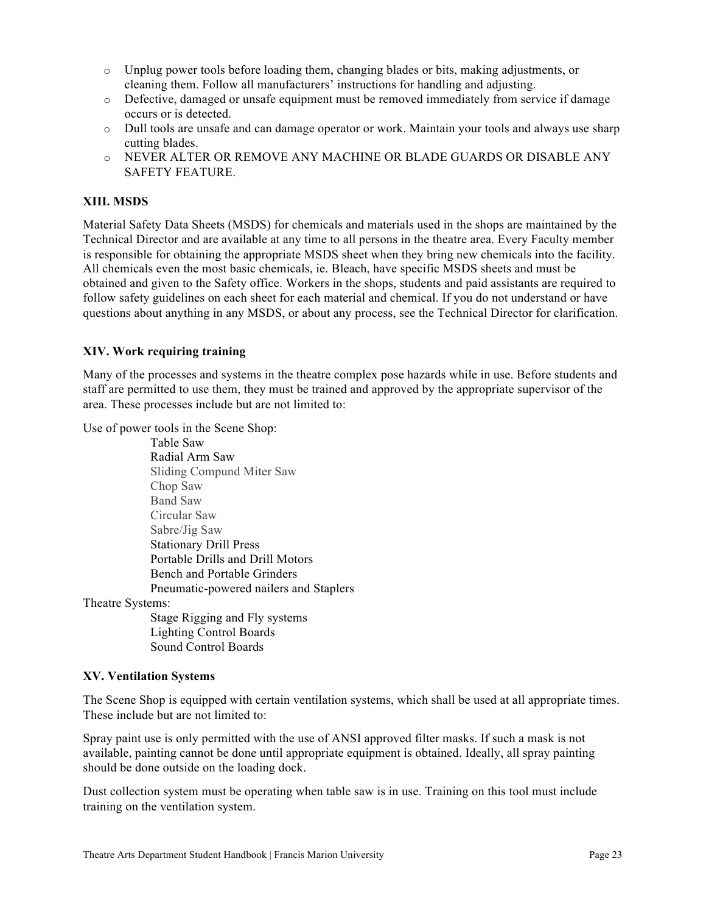- Unplug power tools before loading them, changing blades or bits, making adjustments, or cleaning them. Follow all manufacturers' instructions for handling and adjusting.
- Defective, damaged or unsafe equipment must be removed immediately from service if damage occurs or is detected.
- Dull tools are unsafe and can damage operator or work. Maintain your tools and always use sharp cutting blades.
- NEVER ALTER OR REMOVE ANY MACHINE OR BLADE GUARDS OR DISABLE ANY SAFETY FEATURE.

**XIII. MSDS**

Material Safety Data Sheets (MSDS) for chemicals and materials used in the shops are maintained by the Technical Director and are available at any time to all persons in the theatre area. Every Faculty member is responsible for obtaining the appropriate MSDS sheet when they bring new chemicals into the facility. All chemicals even the most basic chemicals, ie. Bleach, have specific MSDS sheets and must be obtained and given to the Safety office. Workers in the shops, students and paid assistants are required to follow safety guidelines on each sheet for each material and chemical. If you do not understand or have questions about anything in any MSDS, or about any process, see the Technical Director for clarification.

**XIV. Work requiring training**

Many of the processes and systems in the theatre complex pose hazards while in use. Before students and staff are permitted to use them, they must be trained and approved by the appropriate supervisor of the area. These processes include but are not limited to:

Use of power tools in the Scene Shop:

- Table Saw
- Radial Arm Saw
- Sliding Compund Miter Saw
- Chop Saw
- Band Saw
- Circular Saw
- Sabre/Jig Saw
- Stationary Drill Press
- Portable Drills and Drill Motors
- Bench and Portable Grinders
- Pneumatic-powered nailers and Staplers

Theatre Systems:

- Stage Rigging and Fly systems
- Lighting Control Boards
- Sound Control Boards

**XV. Ventilation Systems**

The Scene Shop is equipped with certain ventilation systems, which shall be used at all appropriate times. These include but are not limited to:

Spray paint use is only permitted with the use of ANSI approved filter masks. If such a mask is not available, painting cannot be done until appropriate equipment is obtained. Ideally, all spray painting should be done outside on the loading dock.

Dust collection system must be operating when table saw is in use. Training on this tool must include training on the ventilation system.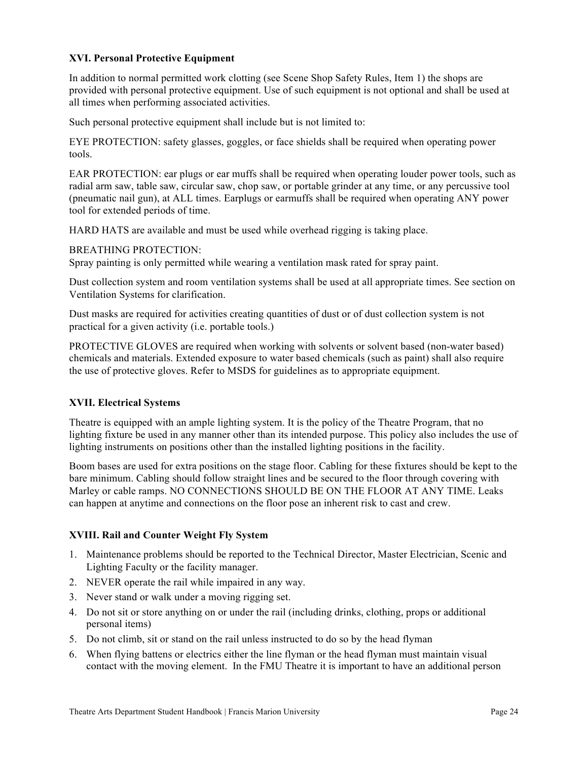### XVI. Personal Protective Equipment

In addition to normal permitted work clotting (see Scene Shop Safety Rules, Item 1) the shops are provided with personal protective equipment. Use of such equipment is not optional and shall be used at all times when performing associated activities.

Such personal protective equipment shall include but is not limited to:

EYE PROTECTION: safety glasses, goggles, or face shields shall be required when operating power tools.

EAR PROTECTION: ear plugs or ear muffs shall be required when operating louder power tools, such as radial arm saw, table saw, circular saw, chop saw, or portable grinder at any time, or any percussive tool (pneumatic nail gun), at ALL times. Earplugs or earmuffs shall be required when operating ANY power tool for extended periods of time.

HARD HATS are available and must be used while overhead rigging is taking place.

BREATHING PROTECTION:
Spray painting is only permitted while wearing a ventilation mask rated for spray paint.

Dust collection system and room ventilation systems shall be used at all appropriate times. See section on Ventilation Systems for clarification.

Dust masks are required for activities creating quantities of dust or of dust collection system is not practical for a given activity (i.e. portable tools.)

PROTECTIVE GLOVES are required when working with solvents or solvent based (non-water based) chemicals and materials. Extended exposure to water based chemicals (such as paint) shall also require the use of protective gloves. Refer to MSDS for guidelines as to appropriate equipment.

### XVII. Electrical Systems

Theatre is equipped with an ample lighting system. It is the policy of the Theatre Program, that no lighting fixture be used in any manner other than its intended purpose. This policy also includes the use of lighting instruments on positions other than the installed lighting positions in the facility.

Boom bases are used for extra positions on the stage floor. Cabling for these fixtures should be kept to the bare minimum. Cabling should follow straight lines and be secured to the floor through covering with Marley or cable ramps. NO CONNECTIONS SHOULD BE ON THE FLOOR AT ANY TIME. Leaks can happen at anytime and connections on the floor pose an inherent risk to cast and crew.

### XVIII. Rail and Counter Weight Fly System

1. Maintenance problems should be reported to the Technical Director, Master Electrician, Scenic and Lighting Faculty or the facility manager.
2. NEVER operate the rail while impaired in any way.
3. Never stand or walk under a moving rigging set.
4. Do not sit or store anything on or under the rail (including drinks, clothing, props or additional personal items)
5. Do not climb, sit or stand on the rail unless instructed to do so by the head flyman
6. When flying battens or electrics either the line flyman or the head flyman must maintain visual contact with the moving element. In the FMU Theatre it is important to have an additional person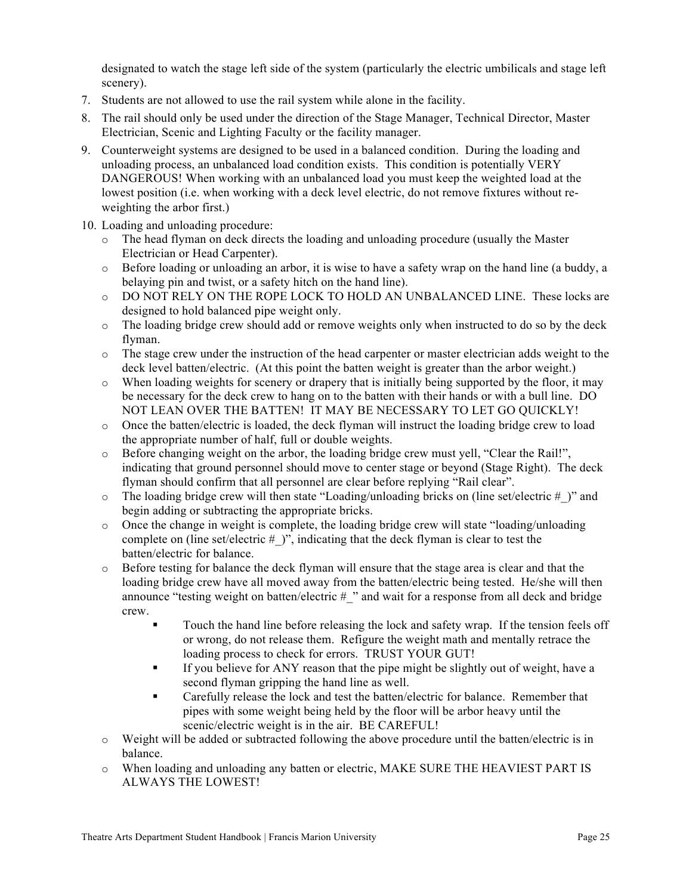designated to watch the stage left side of the system (particularly the electric umbilicals and stage left scenery).

7. Students are not allowed to use the rail system while alone in the facility.
8. The rail should only be used under the direction of the Stage Manager, Technical Director, Master Electrician, Scenic and Lighting Faculty or the facility manager.
9. Counterweight systems are designed to be used in a balanced condition. During the loading and unloading process, an unbalanced load condition exists. This condition is potentially VERY DANGEROUS! When working with an unbalanced load you must keep the weighted load at the lowest position (i.e. when working with a deck level electric, do not remove fixtures without re-weighting the arbor first.)
10. Loading and unloading procedure:
    - The head flyman on deck directs the loading and unloading procedure (usually the Master Electrician or Head Carpenter).
    - Before loading or unloading an arbor, it is wise to have a safety wrap on the hand line (a buddy, a belaying pin and twist, or a safety hitch on the hand line).
    - DO NOT RELY ON THE ROPE LOCK TO HOLD AN UNBALANCED LINE. These locks are designed to hold balanced pipe weight only.
    - The loading bridge crew should add or remove weights only when instructed to do so by the deck flyman.
    - The stage crew under the instruction of the head carpenter or master electrician adds weight to the deck level batten/electric. (At this point the batten weight is greater than the arbor weight.)
    - When loading weights for scenery or drapery that is initially being supported by the floor, it may be necessary for the deck crew to hang on to the batten with their hands or with a bull line. DO NOT LEAN OVER THE BATTEN! IT MAY BE NECESSARY TO LET GO QUICKLY!
    - Once the batten/electric is loaded, the deck flyman will instruct the loading bridge crew to load the appropriate number of half, full or double weights.
    - Before changing weight on the arbor, the loading bridge crew must yell, "Clear the Rail!", indicating that ground personnel should move to center stage or beyond (Stage Right). The deck flyman should confirm that all personnel are clear before replying "Rail clear".
    - The loading bridge crew will then state "Loading/unloading bricks on (line set/electric #_)" and begin adding or subtracting the appropriate bricks.
    - Once the change in weight is complete, the loading bridge crew will state "loading/unloading complete on (line set/electric #_)", indicating that the deck flyman is clear to test the batten/electric for balance.
    - Before testing for balance the deck flyman will ensure that the stage area is clear and that the loading bridge crew have all moved away from the batten/electric being tested. He/she will then announce "testing weight on batten/electric #_" and wait for a response from all deck and bridge crew.
        - Touch the hand line before releasing the lock and safety wrap. If the tension feels off or wrong, do not release them. Refigure the weight math and mentally retrace the loading process to check for errors. TRUST YOUR GUT!
        - If you believe for ANY reason that the pipe might be slightly out of weight, have a second flyman gripping the hand line as well.
        - Carefully release the lock and test the batten/electric for balance. Remember that pipes with some weight being held by the floor will be arbor heavy until the scenic/electric weight is in the air. BE CAREFUL!
    - Weight will be added or subtracted following the above procedure until the batten/electric is in balance.
    - When loading and unloading any batten or electric, MAKE SURE THE HEAVIEST PART IS ALWAYS THE LOWEST!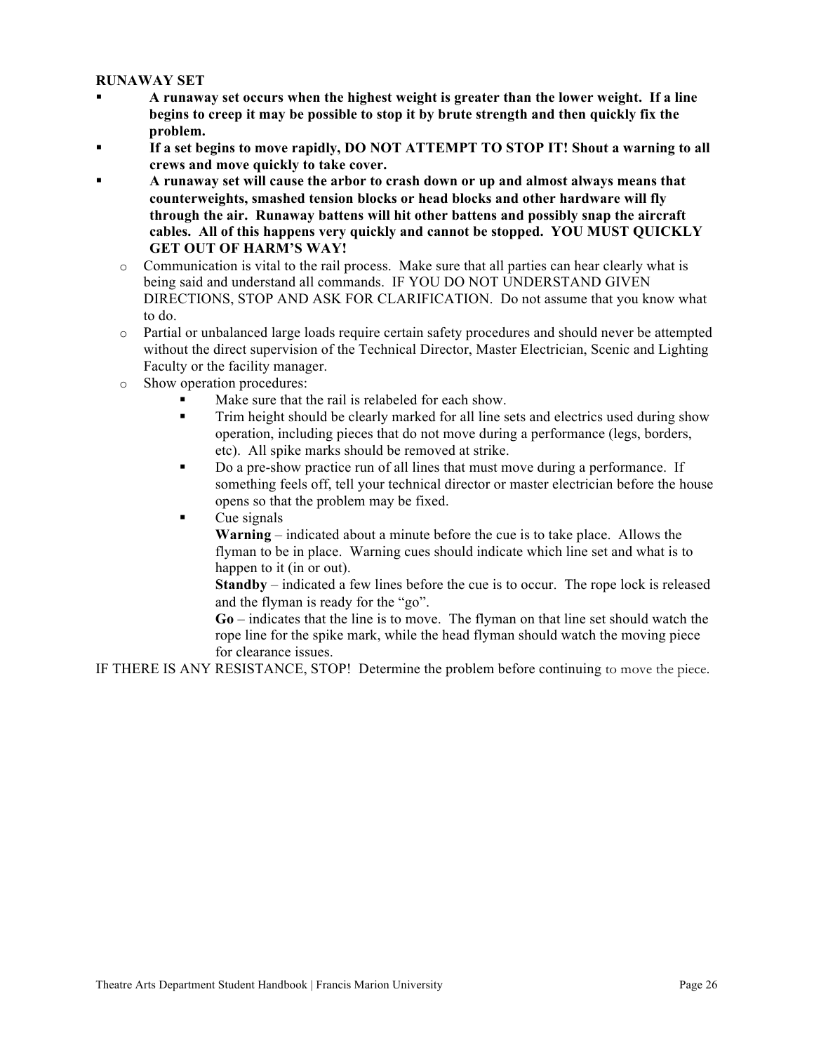**RUNAWAY SET**

- **A runaway set occurs when the highest weight is greater than the lower weight. If a line begins to creep it may be possible to stop it by brute strength and then quickly fix the problem.**
- **If a set begins to move rapidly, DO NOT ATTEMPT TO STOP IT! Shout a warning to all crews and move quickly to take cover.**
- **A runaway set will cause the arbor to crash down or up and almost always means that counterweights, smashed tension blocks or head blocks and other hardware will fly through the air. Runaway battens will hit other battens and possibly snap the aircraft cables. All of this happens very quickly and cannot be stopped. YOU MUST QUICKLY GET OUT OF HARM'S WAY!**
  - Communication is vital to the rail process. Make sure that all parties can hear clearly what is being said and understand all commands. IF YOU DO NOT UNDERSTAND GIVEN DIRECTIONS, STOP AND ASK FOR CLARIFICATION. Do not assume that you know what to do.
  - Partial or unbalanced large loads require certain safety procedures and should never be attempted without the direct supervision of the Technical Director, Master Electrician, Scenic and Lighting Faculty or the facility manager.
  - Show operation procedures:
    - Make sure that the rail is relabeled for each show.
    - Trim height should be clearly marked for all line sets and electrics used during show operation, including pieces that do not move during a performance (legs, borders, etc). All spike marks should be removed at strike.
    - Do a pre-show practice run of all lines that must move during a performance. If something feels off, tell your technical director or master electrician before the house opens so that the problem may be fixed.
    - Cue signals

      **Warning** – indicated about a minute before the cue is to take place. Allows the flyman to be in place. Warning cues should indicate which line set and what is to happen to it (in or out).

      **Standby** – indicated a few lines before the cue is to occur. The rope lock is released and the flyman is ready for the "go".

      **Go** – indicates that the line is to move. The flyman on that line set should watch the rope line for the spike mark, while the head flyman should watch the moving piece for clearance issues.

IF THERE IS ANY RESISTANCE, STOP! Determine the problem before continuing to move the piece.